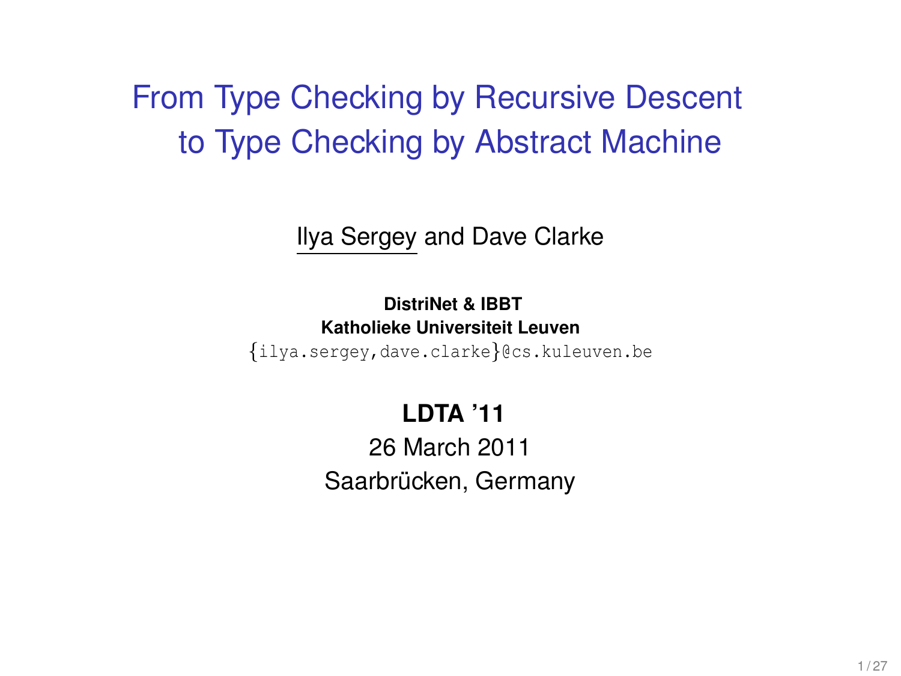# From Type Checking by Recursive Descent to Type Checking by Abstract Machine

Ilya Sergey and Dave Clarke

**DistriNet & IBBT**
**Katholieke Universiteit Leuven**
{ilya.sergey,dave.clarke}@cs.kuleuven.be

**LDTA '11**
26 March 2011
Saarbrücken, Germany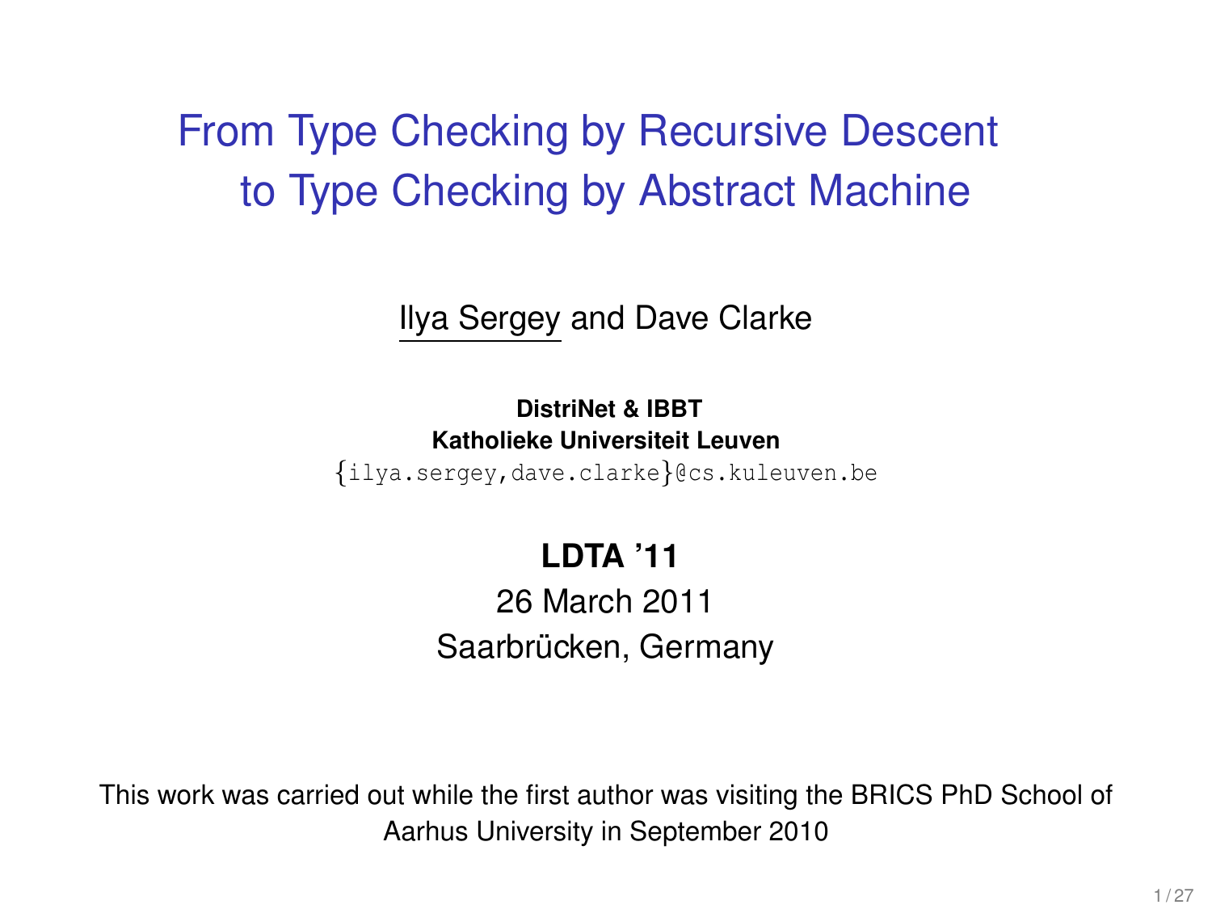# From Type Checking by Recursive Descent to Type Checking by Abstract Machine

Ilya Sergey and Dave Clarke

**DistriNet & IBBT**
**Katholieke Universiteit Leuven**
{ilya.sergey,dave.clarke}@cs.kuleuven.be

**LDTA '11**
26 March 2011
Saarbrücken, Germany

This work was carried out while the first author was visiting the BRICS PhD School of Aarhus University in September 2010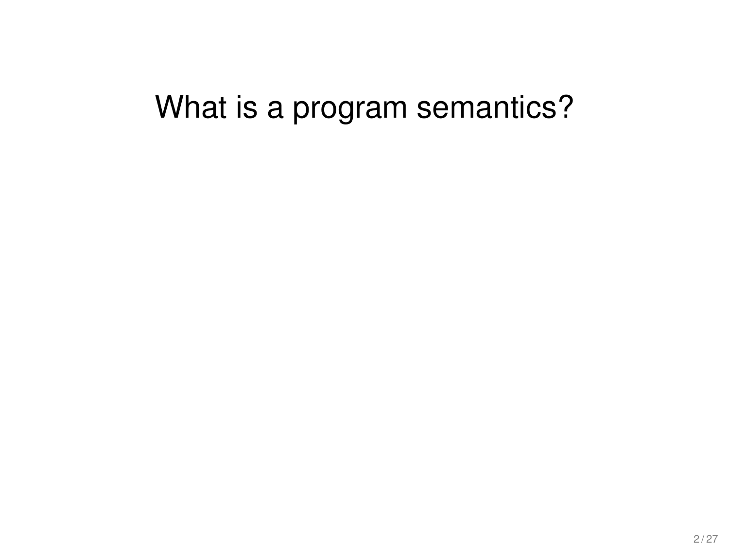# What is a program semantics?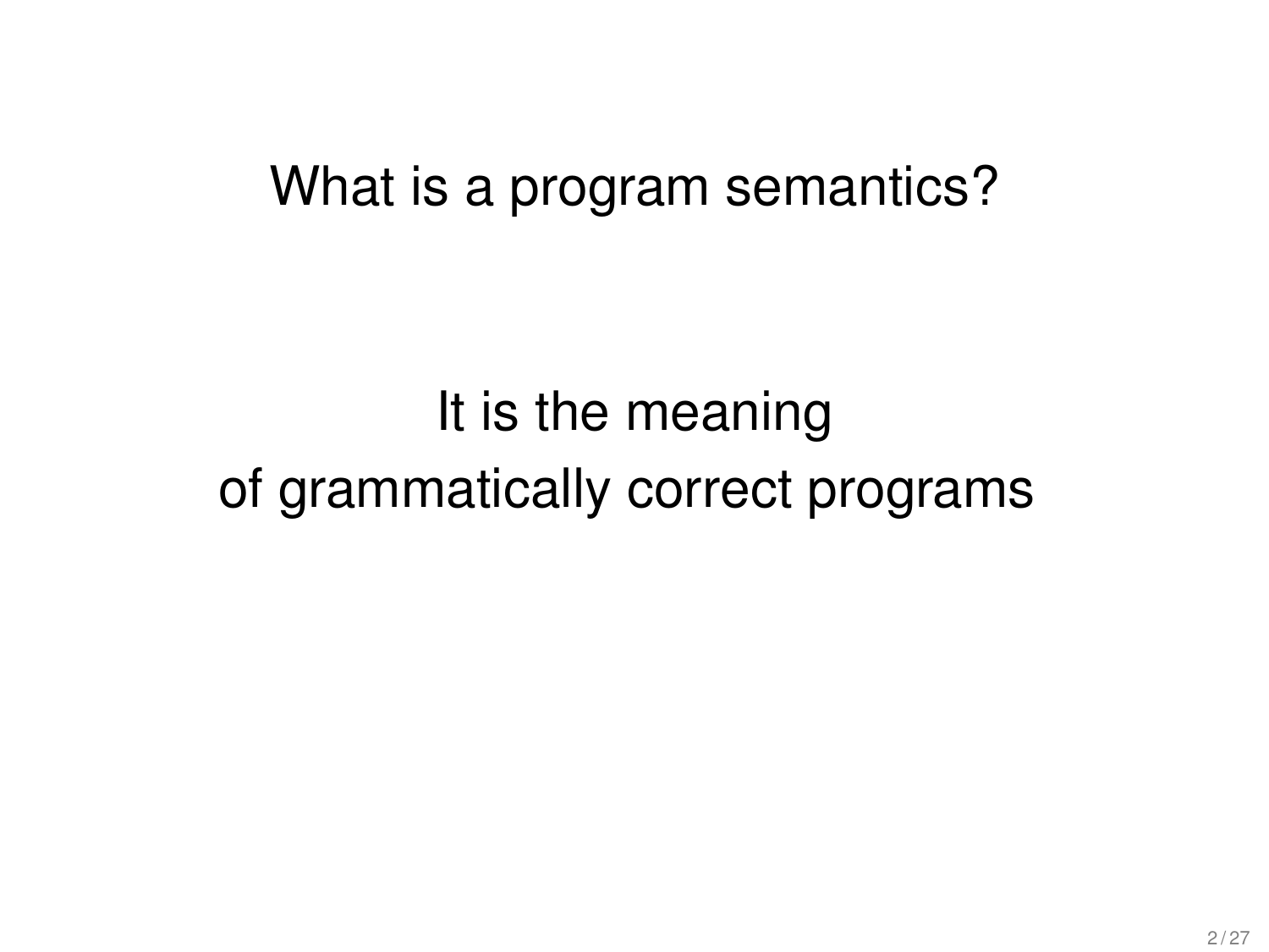What is a program semantics?

It is the meaning
of grammatically correct programs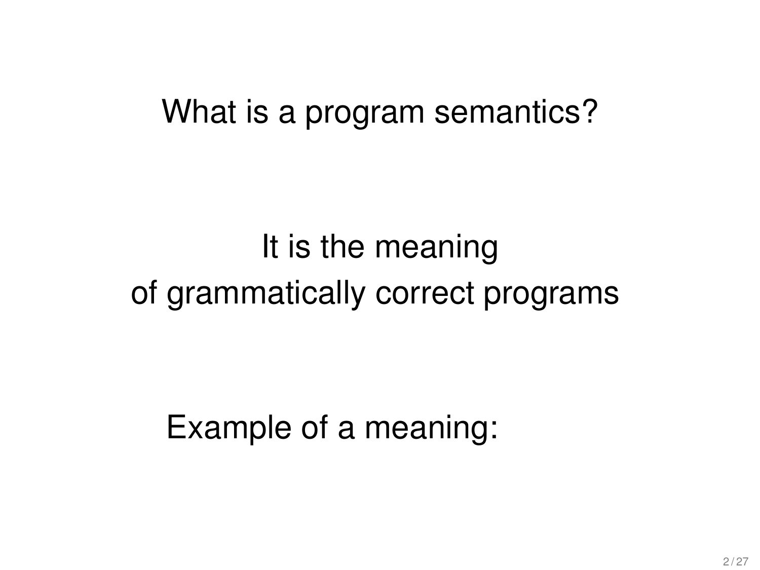What is a program semantics?

It is the meaning
of grammatically correct programs

Example of a meaning: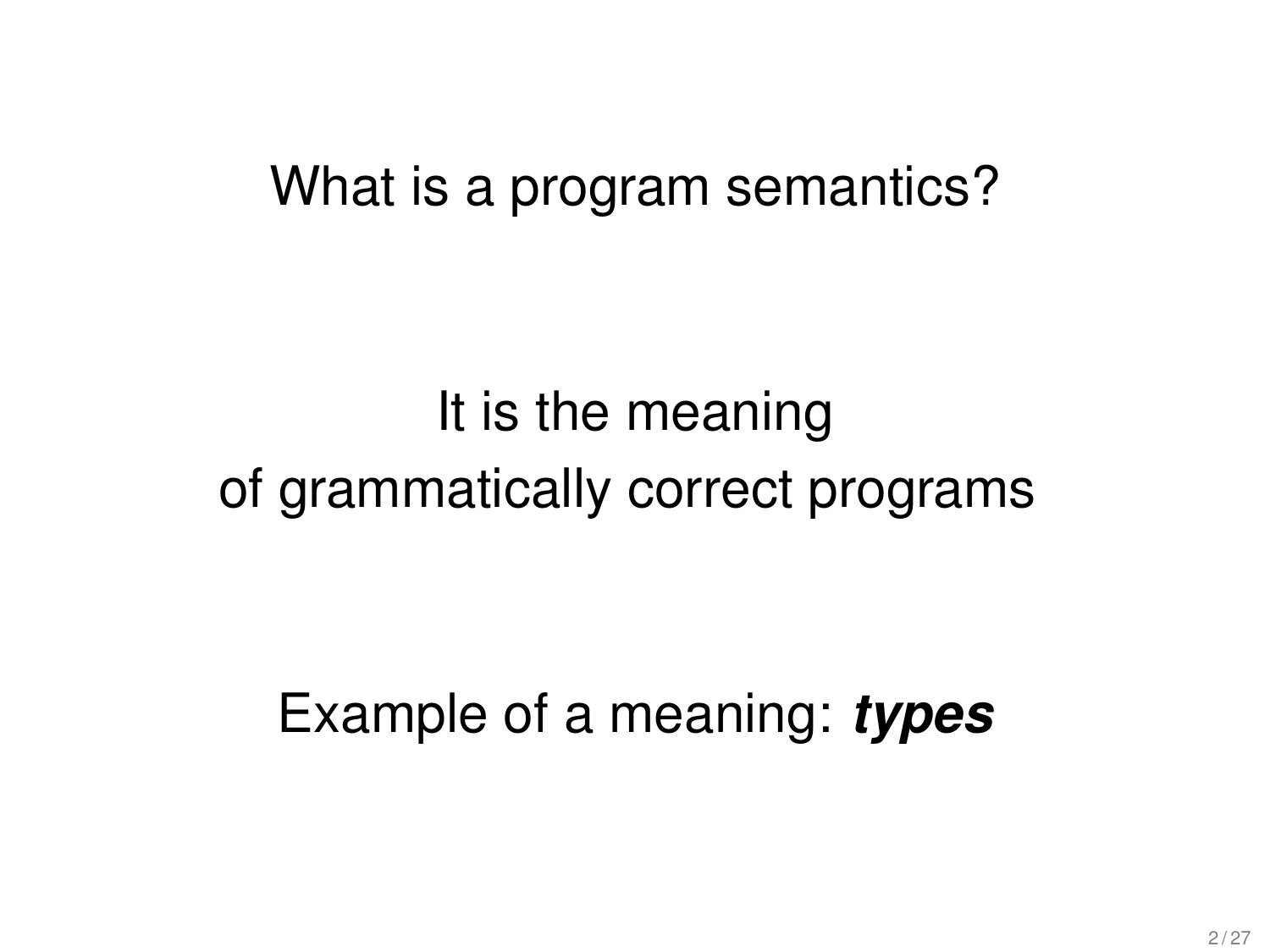What is a program semantics?

It is the meaning
of grammatically correct programs

Example of a meaning: ***types***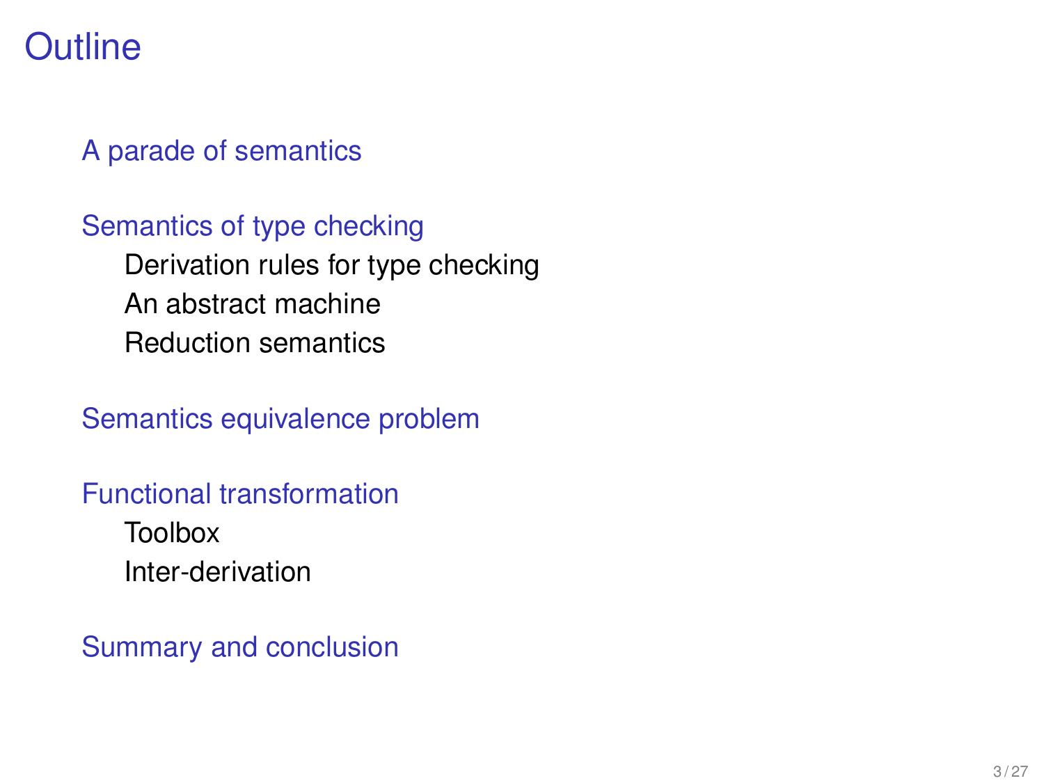# Outline

- A parade of semantics
- Semantics of type checking
  - Derivation rules for type checking
  - An abstract machine
  - Reduction semantics
- Semantics equivalence problem
- Functional transformation
  - Toolbox
  - Inter-derivation
- Summary and conclusion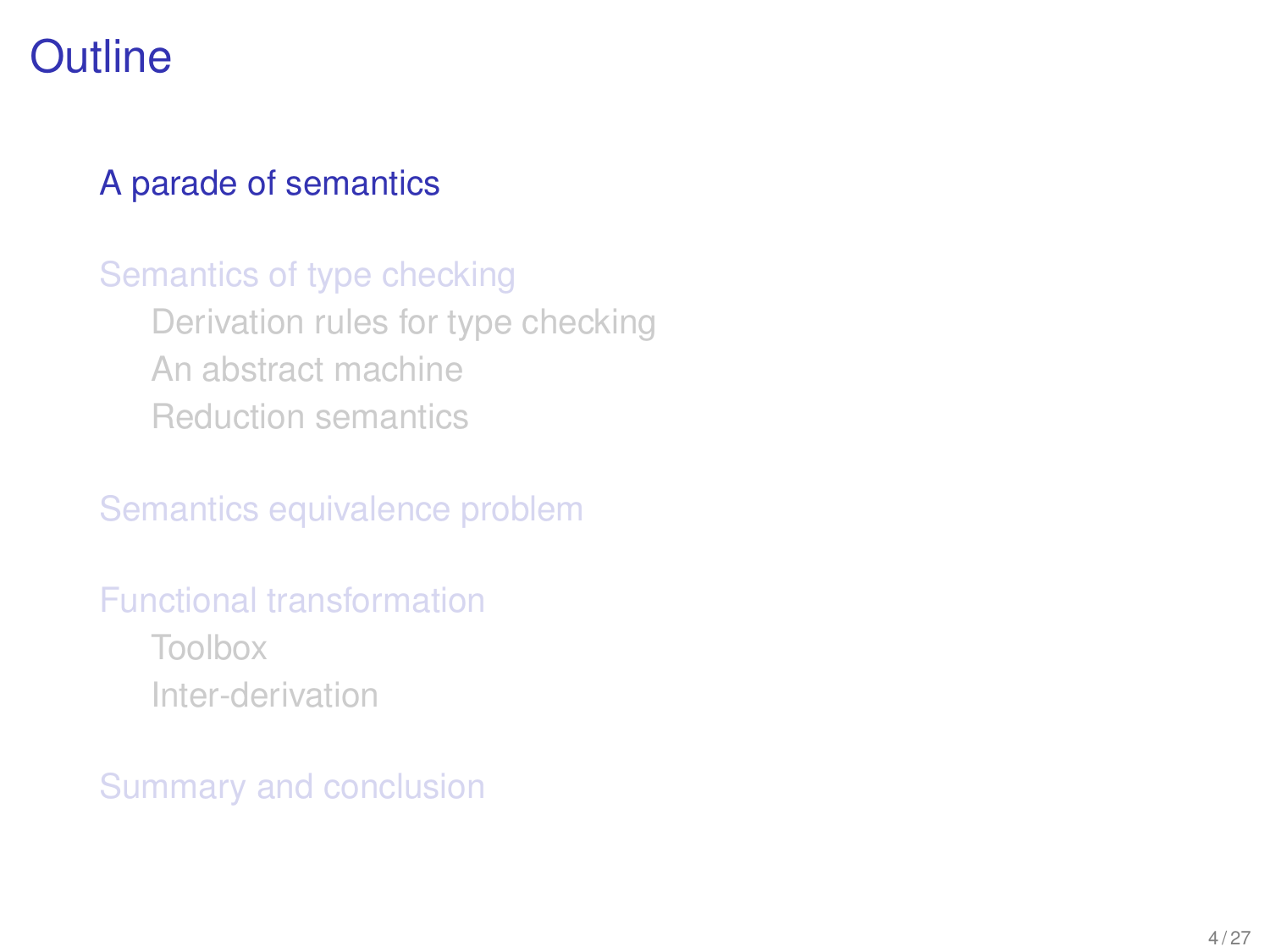# Outline

A parade of semantics

Semantics of type checking

- Derivation rules for type checking
- An abstract machine
- Reduction semantics

Semantics equivalence problem

Functional transformation

- Toolbox
- Inter-derivation

Summary and conclusion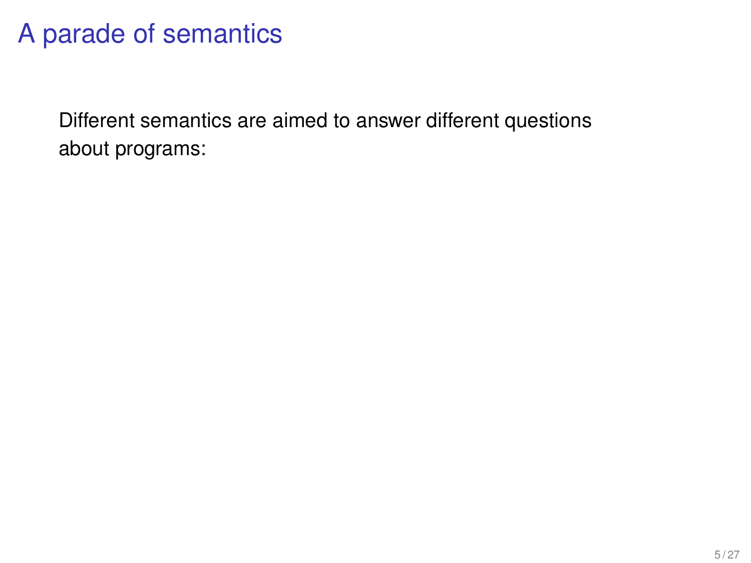# A parade of semantics

Different semantics are aimed to answer different questions about programs: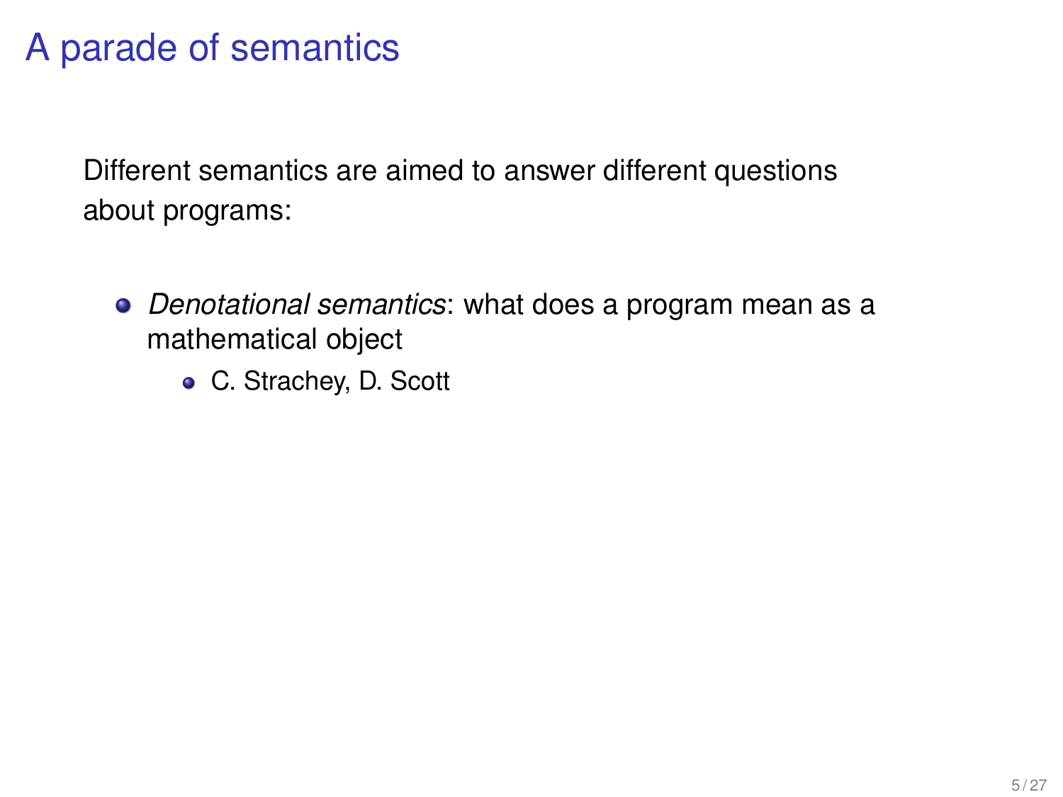# A parade of semantics

Different semantics are aimed to answer different questions about programs:

- *Denotational semantics*: what does a program mean as a mathematical object
  - C. Strachey, D. Scott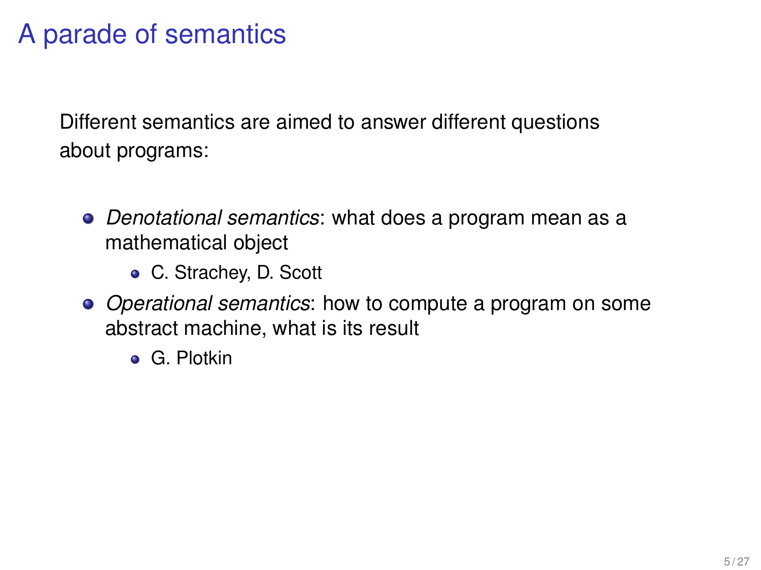# A parade of semantics

Different semantics are aimed to answer different questions about programs:

- *Denotational semantics*: what does a program mean as a mathematical object
  - C. Strachey, D. Scott
- *Operational semantics*: how to compute a program on some abstract machine, what is its result
  - G. Plotkin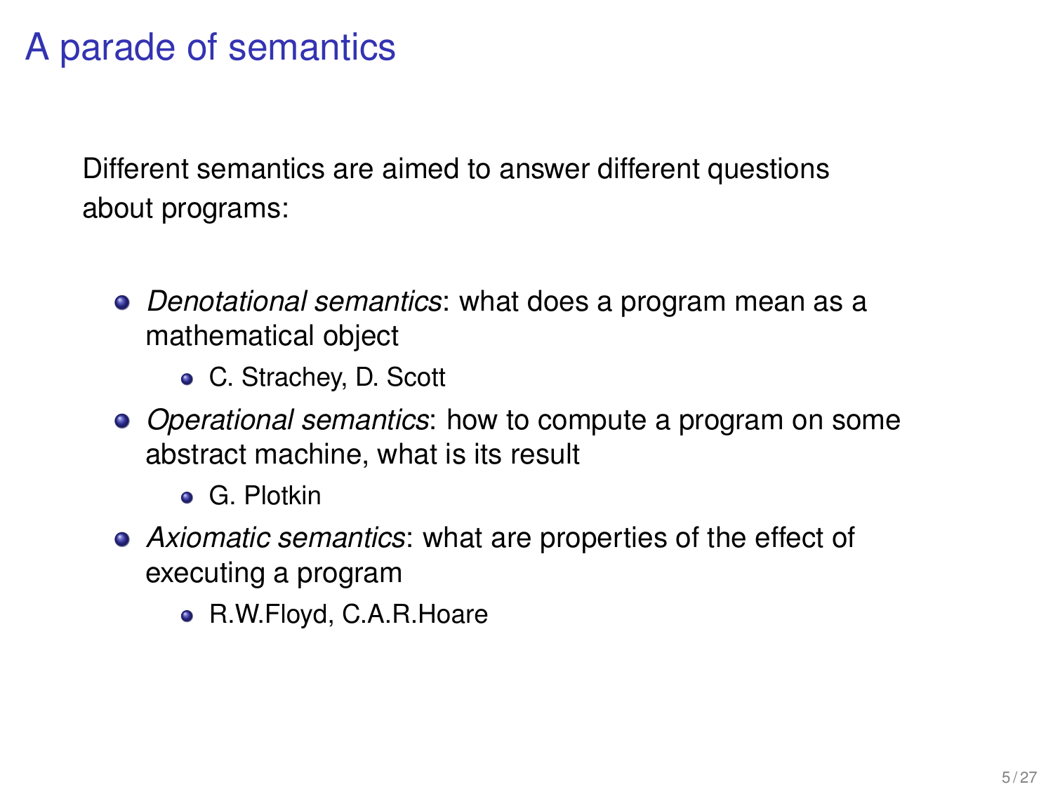# A parade of semantics

Different semantics are aimed to answer different questions about programs:

- *Denotational semantics*: what does a program mean as a mathematical object
  - C. Strachey, D. Scott
- *Operational semantics*: how to compute a program on some abstract machine, what is its result
  - G. Plotkin
- *Axiomatic semantics*: what are properties of the effect of executing a program
  - R.W.Floyd, C.A.R.Hoare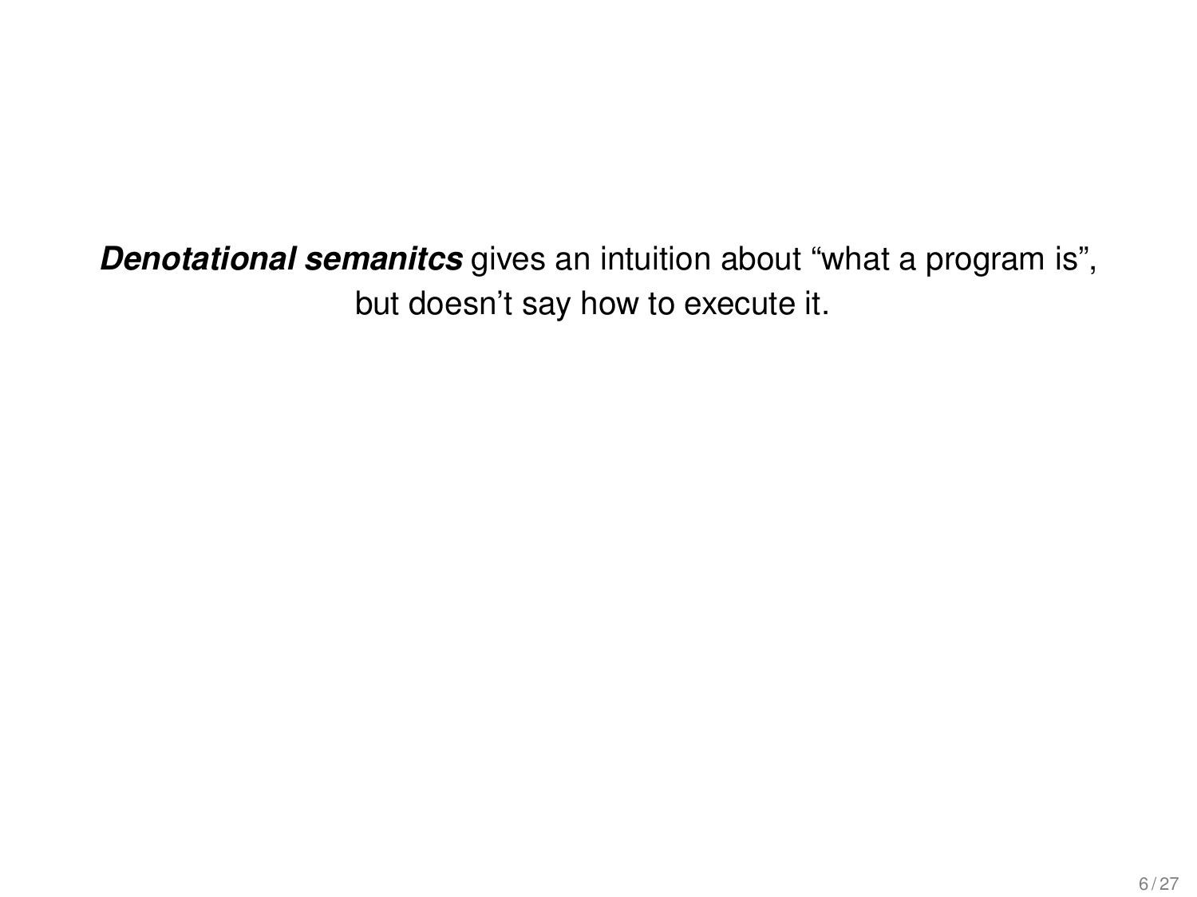***Denotational semanitcs*** gives an intuition about "what a program is", but doesn't say how to execute it.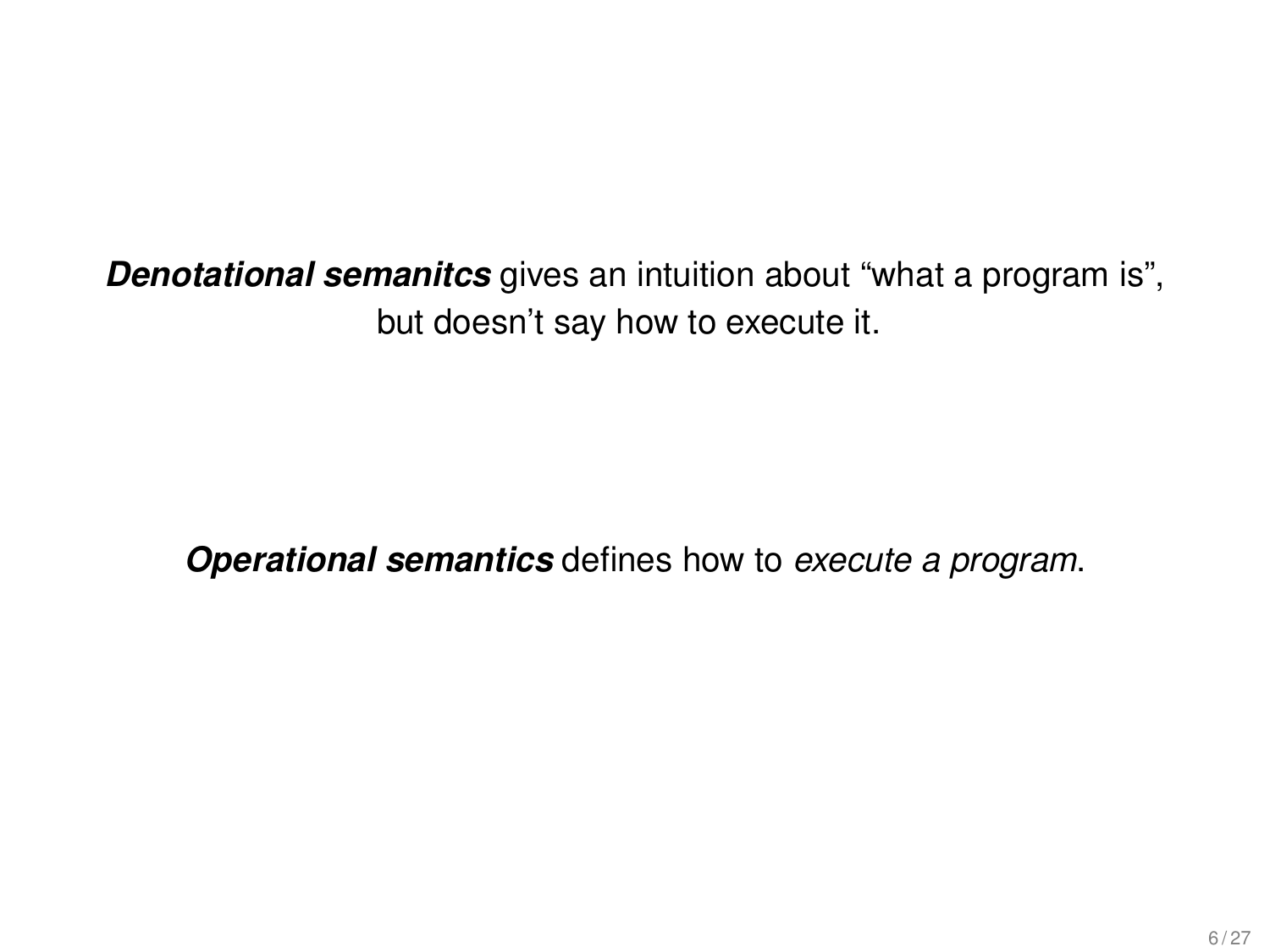***Denotational semanitcs*** gives an intuition about "what a program is", but doesn't say how to execute it.

***Operational semantics*** defines how to *execute a program*.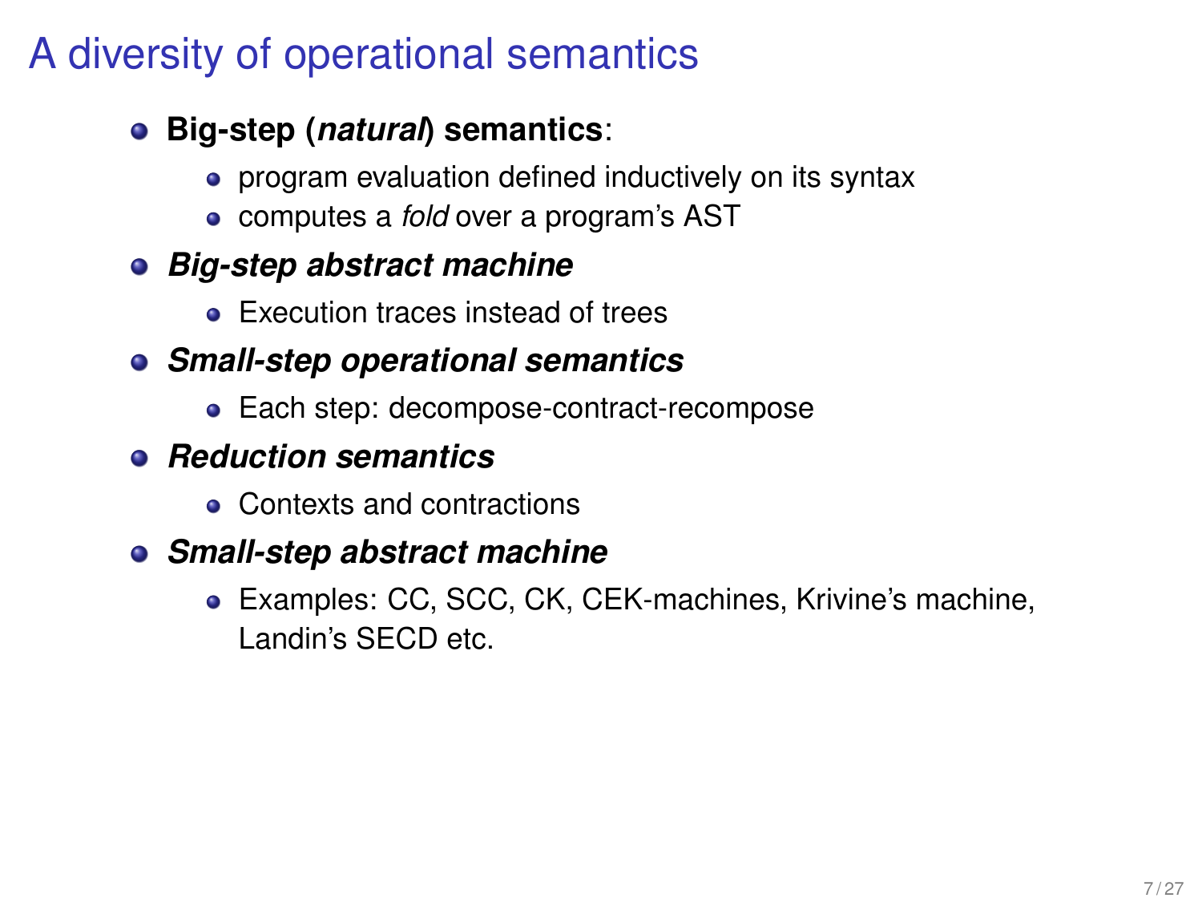# A diversity of operational semantics

- **Big-step (*natural*) semantics**:
  - program evaluation defined inductively on its syntax
  - computes a *fold* over a program's AST
- ***Big-step abstract machine***
  - Execution traces instead of trees
- ***Small-step operational semantics***
  - Each step: decompose-contract-recompose
- ***Reduction semantics***
  - Contexts and contractions
- ***Small-step abstract machine***
  - Examples: CC, SCC, CK, CEK-machines, Krivine's machine, Landin's SECD etc.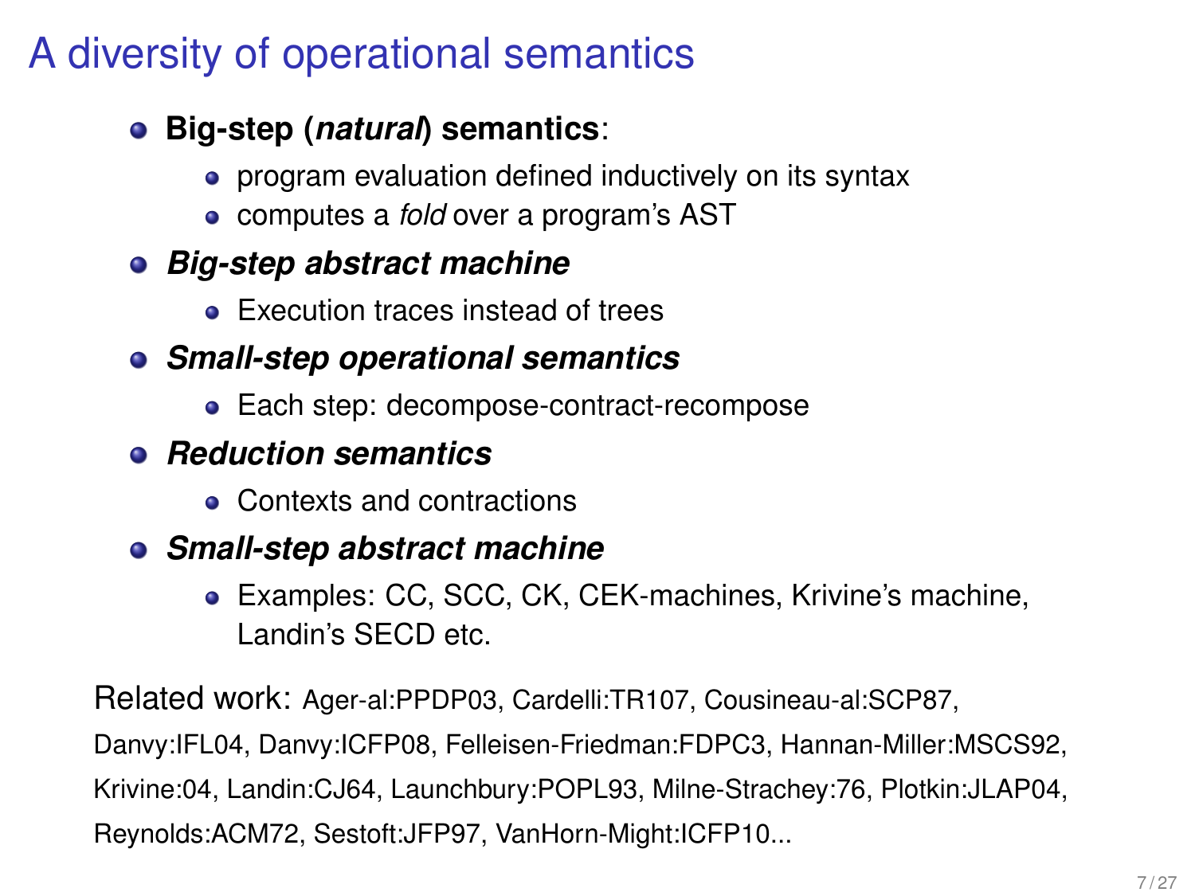# A diversity of operational semantics

- **Big-step (*natural*) semantics**:
  - program evaluation defined inductively on its syntax
  - computes a *fold* over a program's AST
- ***Big-step abstract machine***
  - Execution traces instead of trees
- ***Small-step operational semantics***
  - Each step: decompose-contract-recompose
- ***Reduction semantics***
  - Contexts and contractions
- ***Small-step abstract machine***
  - Examples: CC, SCC, CK, CEK-machines, Krivine's machine, Landin's SECD etc.

Related work: Ager-al:PPDP03, Cardelli:TR107, Cousineau-al:SCP87, Danvy:IFL04, Danvy:ICFP08, Felleisen-Friedman:FDPC3, Hannan-Miller:MSCS92, Krivine:04, Landin:CJ64, Launchbury:POPL93, Milne-Strachey:76, Plotkin:JLAP04, Reynolds:ACM72, Sestoft:JFP97, VanHorn-Might:ICFP10...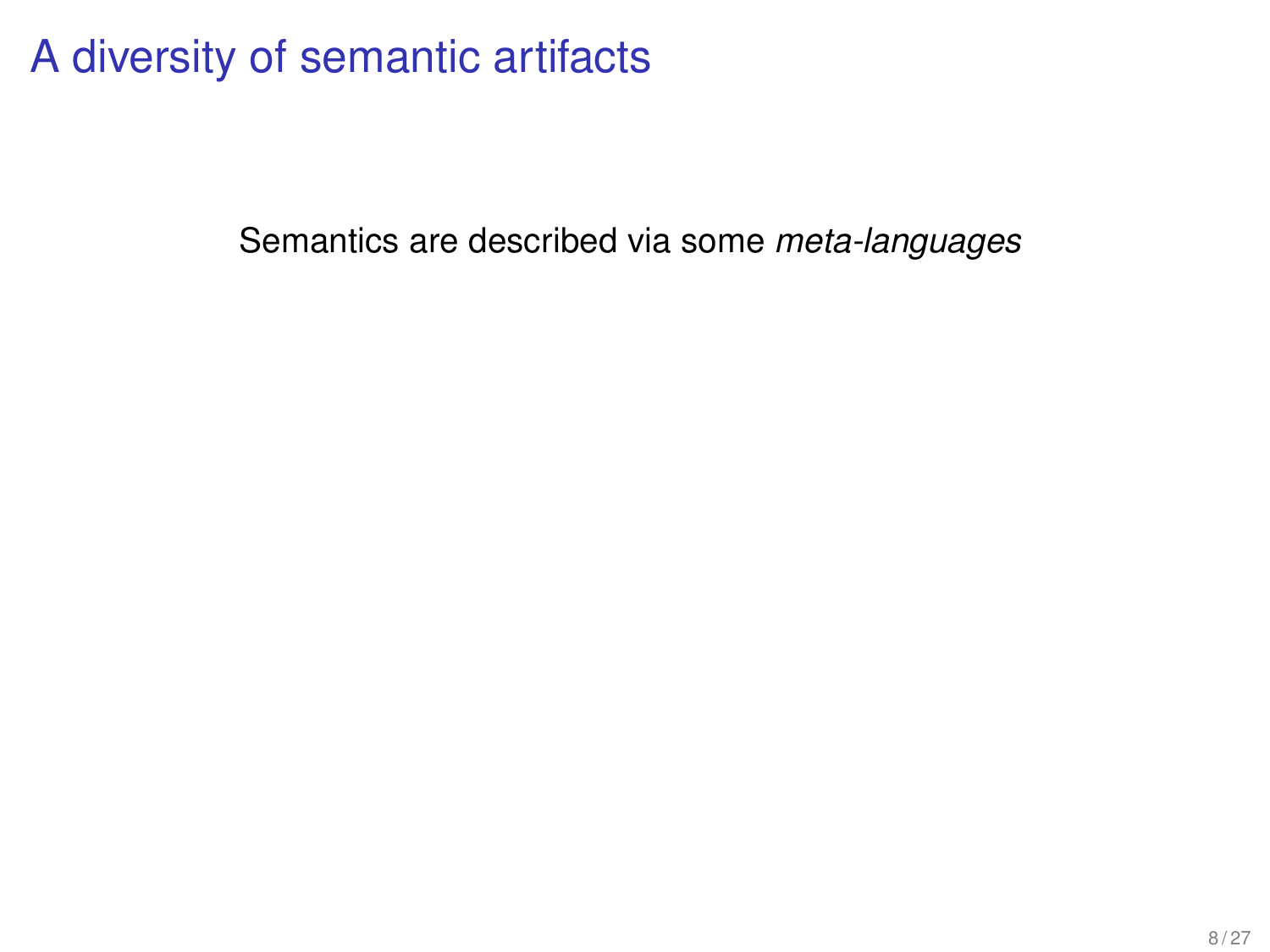# A diversity of semantic artifacts

Semantics are described via some *meta-languages*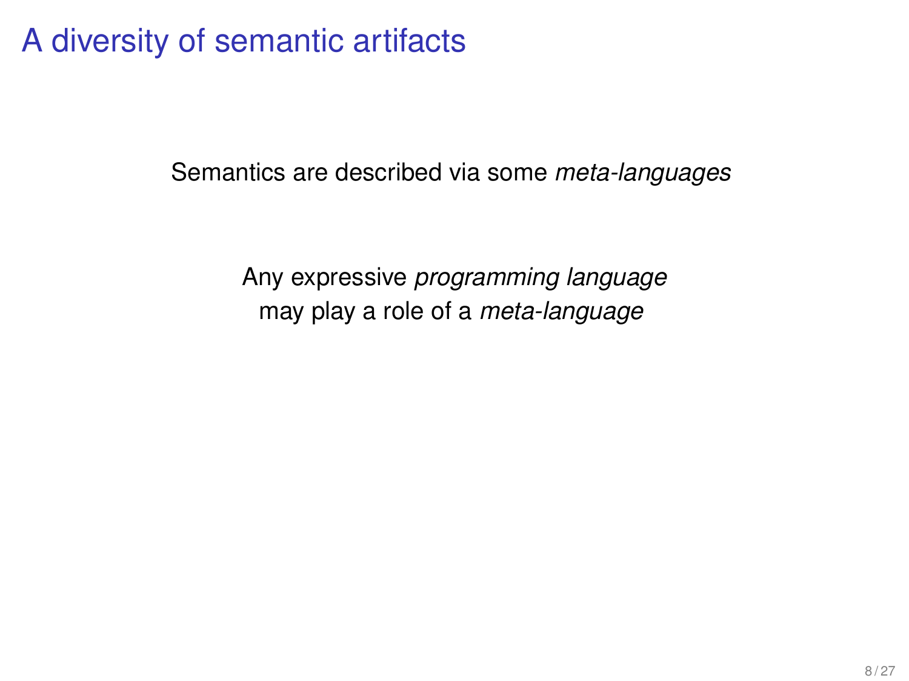# A diversity of semantic artifacts

Semantics are described via some *meta-languages*

Any expressive *programming language*
may play a role of a *meta-language*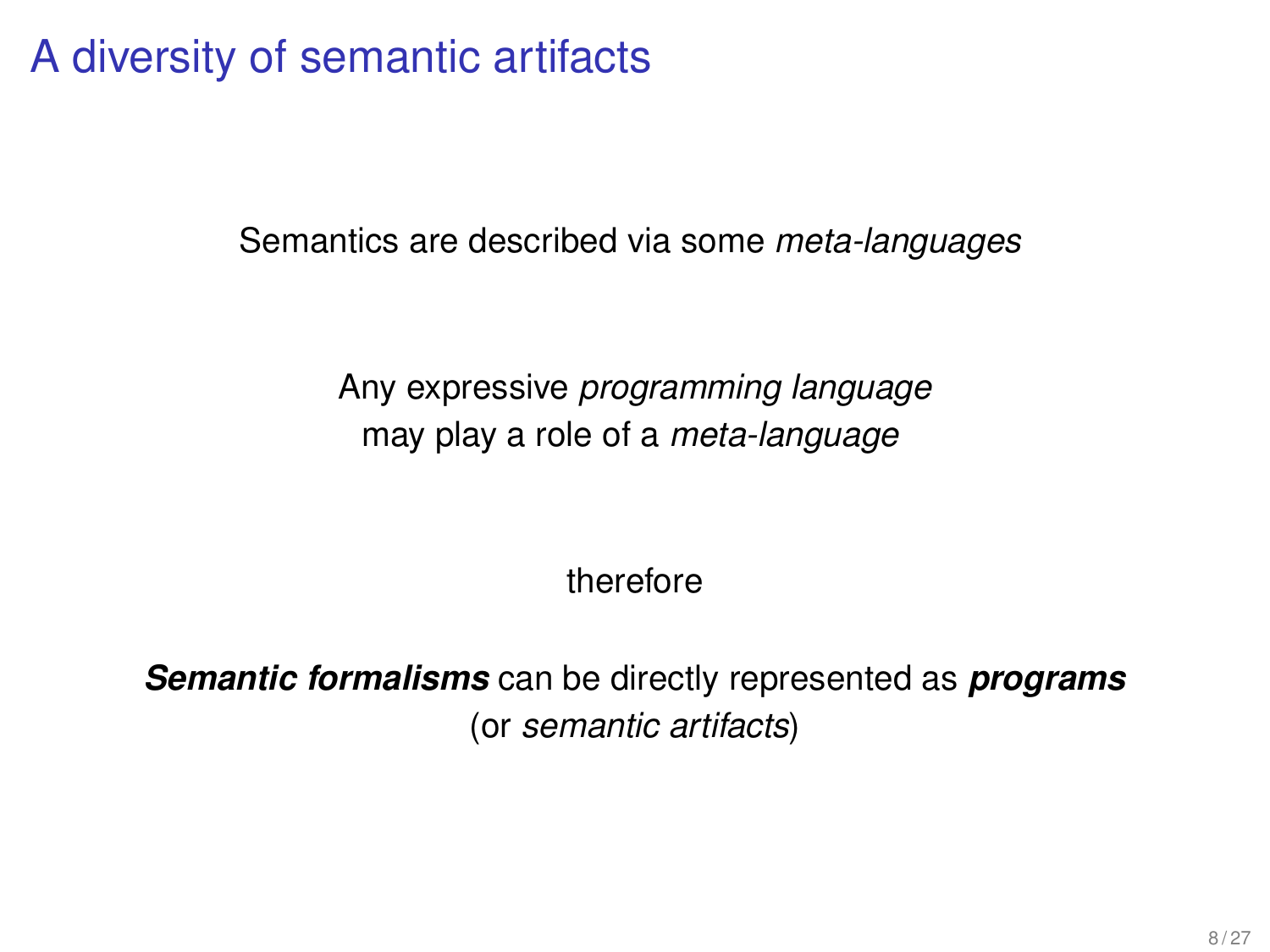# A diversity of semantic artifacts

Semantics are described via some *meta-languages*

Any expressive *programming language*
may play a role of a *meta-language*

therefore

***Semantic formalisms*** can be directly represented as ***programs***
(or *semantic artifacts*)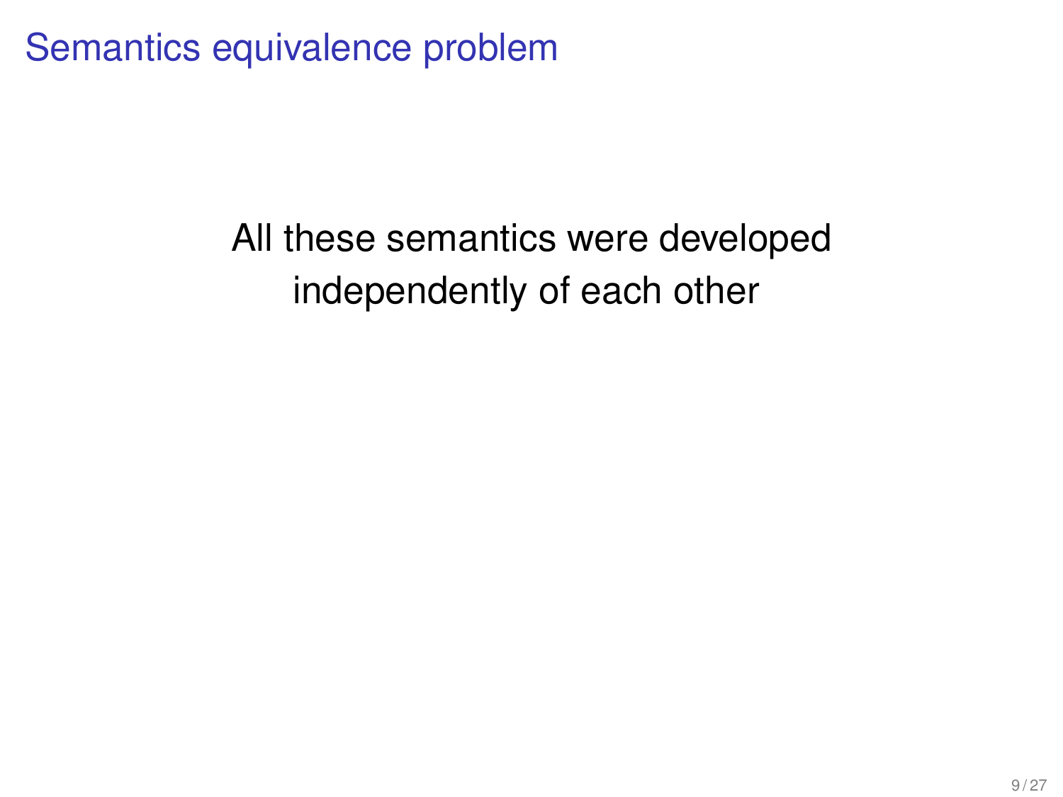# Semantics equivalence problem

All these semantics were developed independently of each other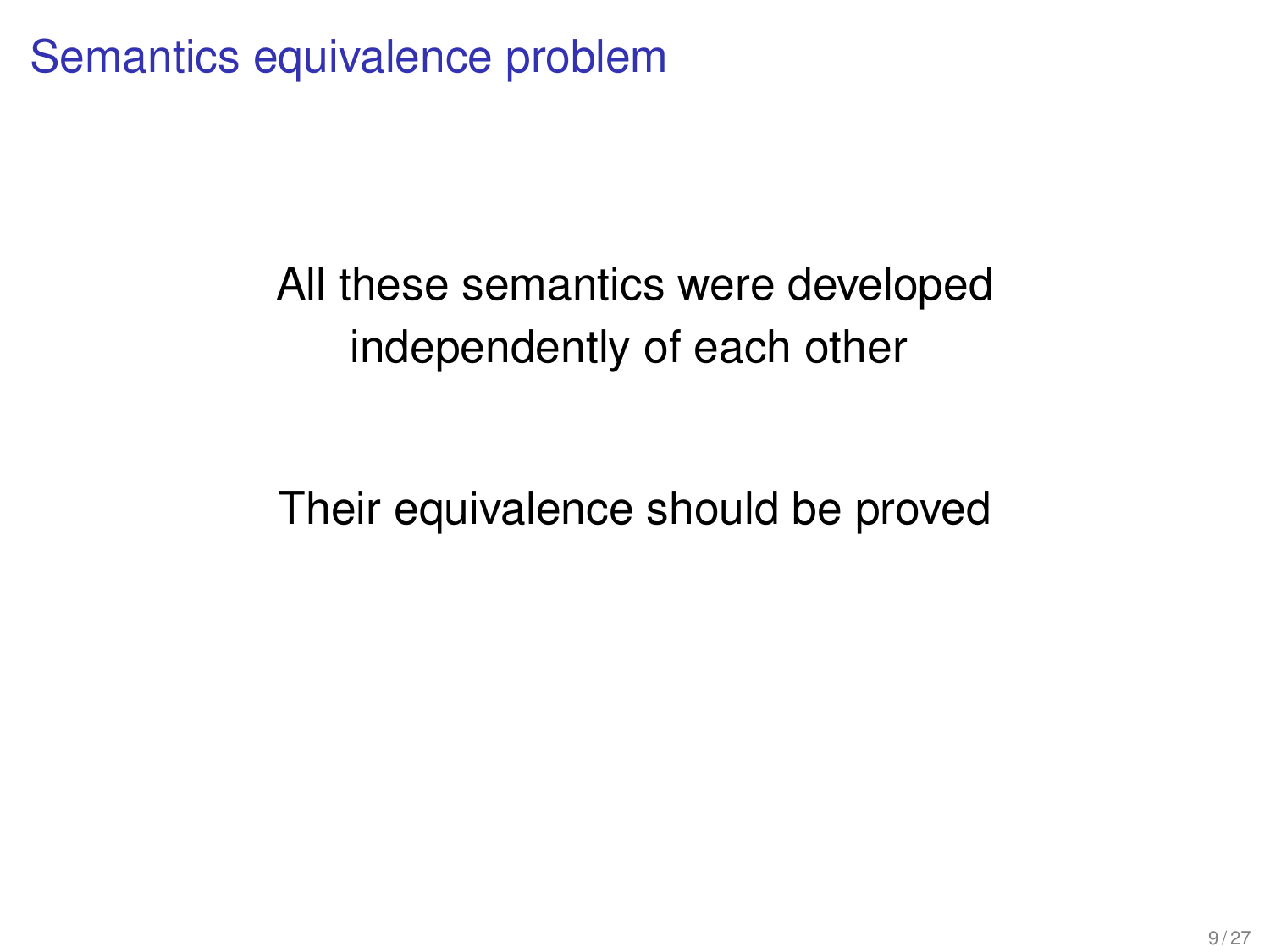# Semantics equivalence problem

All these semantics were developed independently of each other

Their equivalence should be proved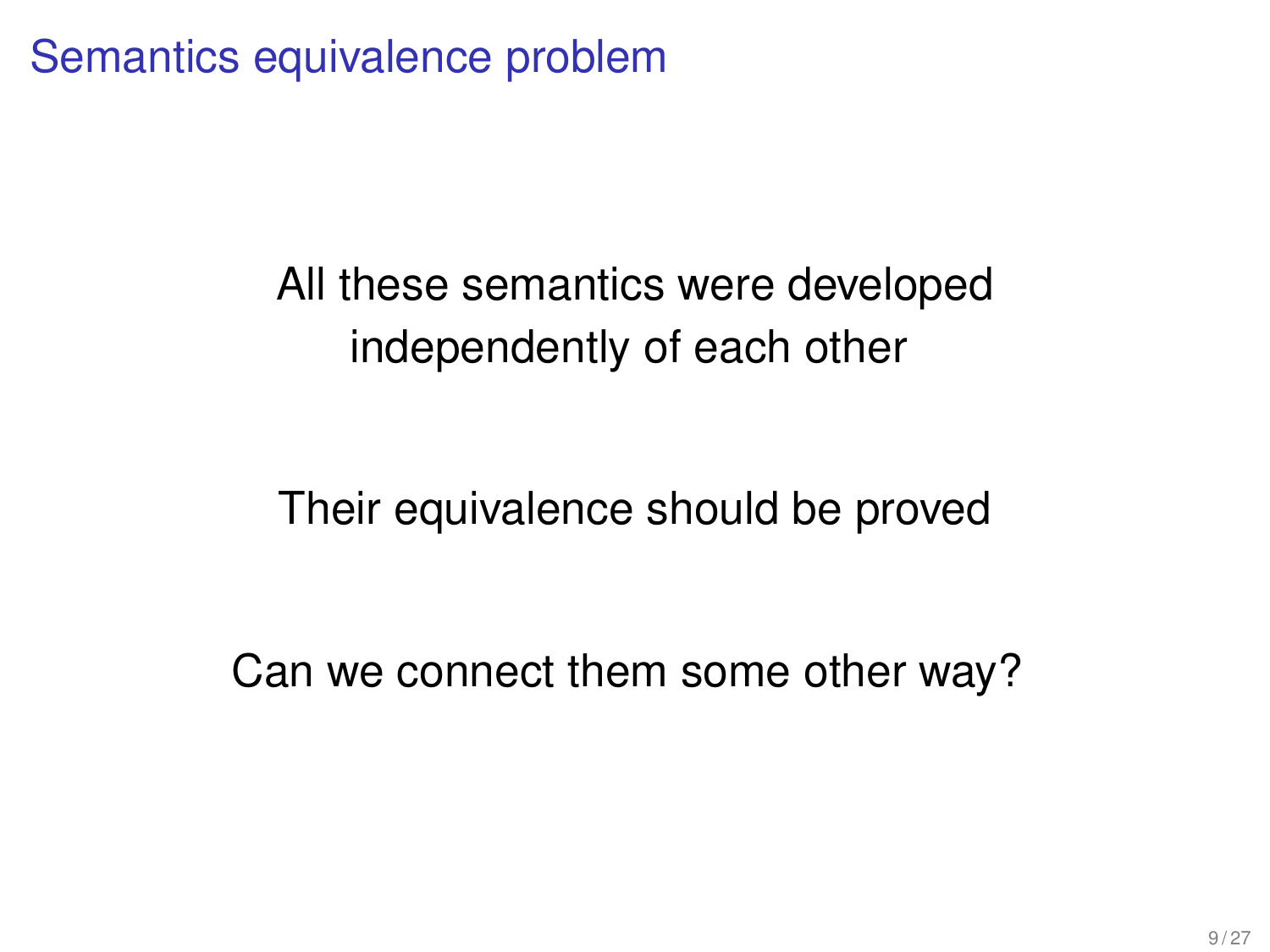# Semantics equivalence problem

All these semantics were developed independently of each other

Their equivalence should be proved

Can we connect them some other way?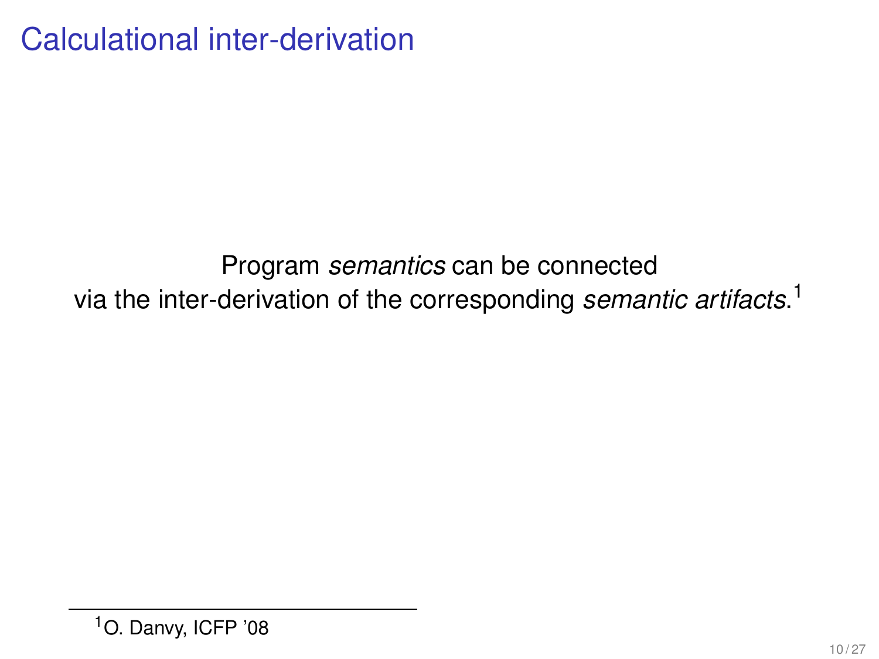# Calculational inter-derivation

Program *semantics* can be connected via the inter-derivation of the corresponding *semantic artifacts*.[1]

[1] O. Danvy, ICFP '08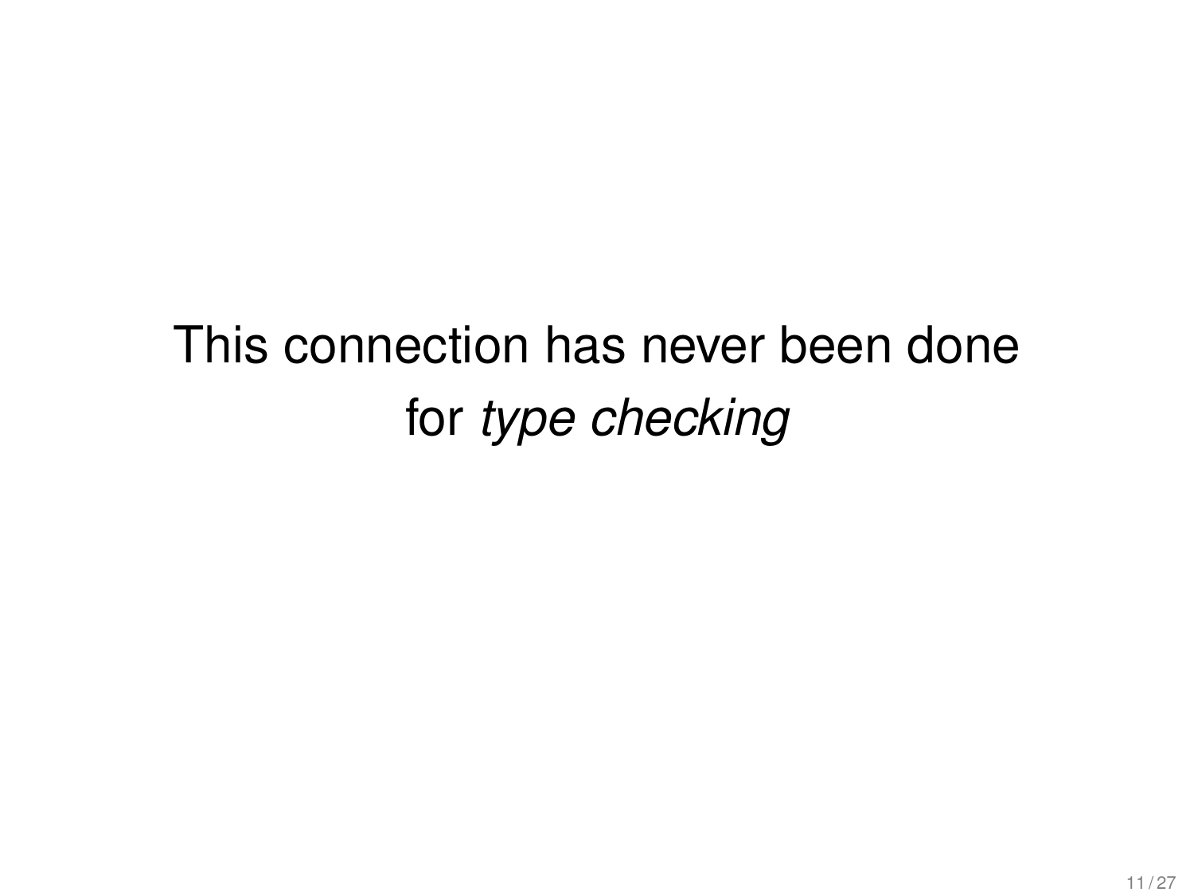This connection has never been done for *type checking*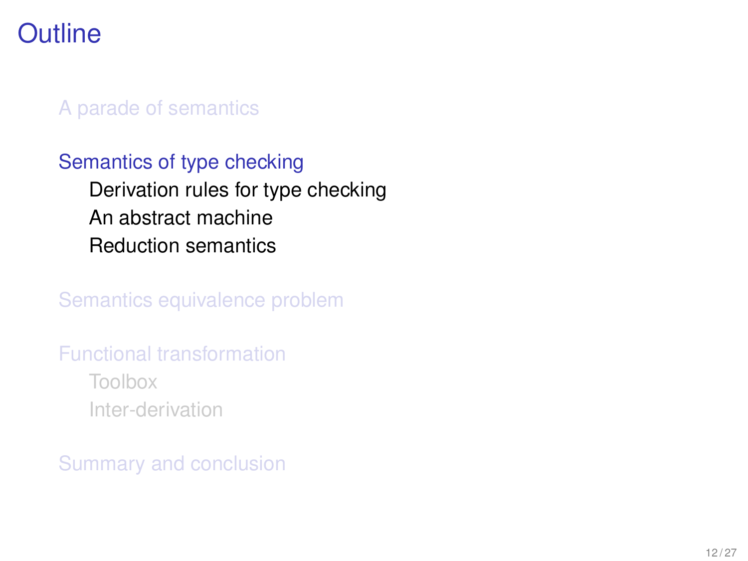# Outline

- A parade of semantics
- Semantics of type checking
  - Derivation rules for type checking
  - An abstract machine
  - Reduction semantics
- Semantics equivalence problem
- Functional transformation
  - Toolbox
  - Inter-derivation
- Summary and conclusion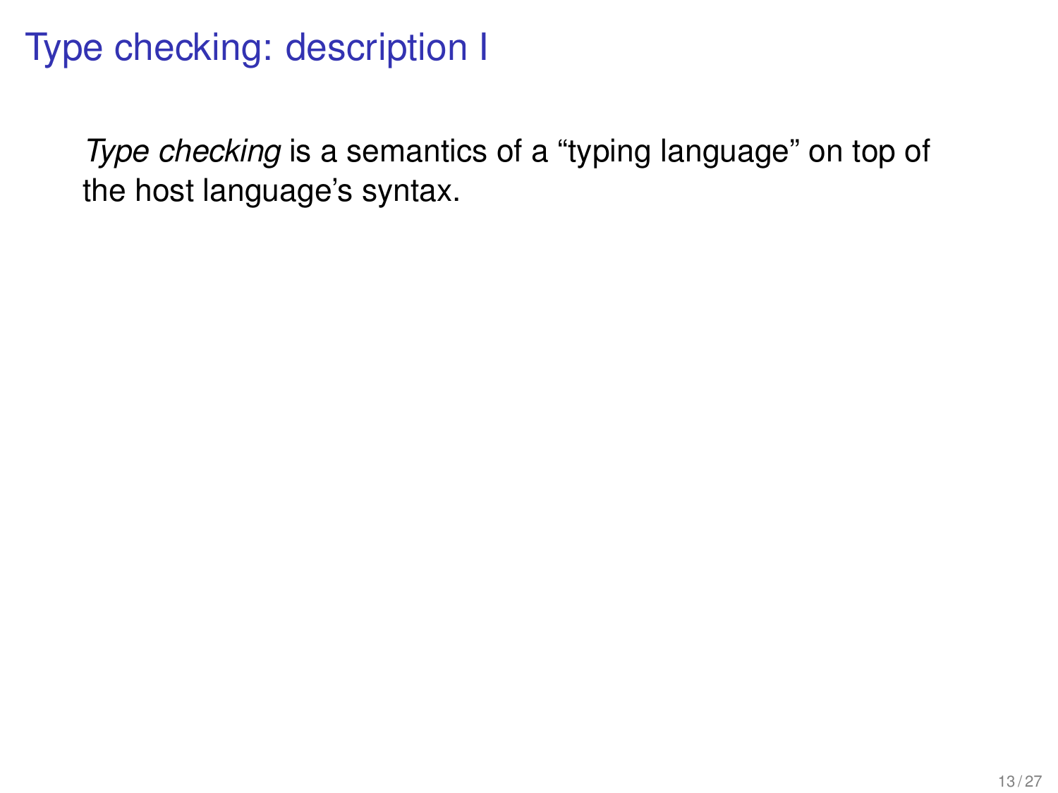# Type checking: description I

*Type checking* is a semantics of a “typing language” on top of the host language’s syntax.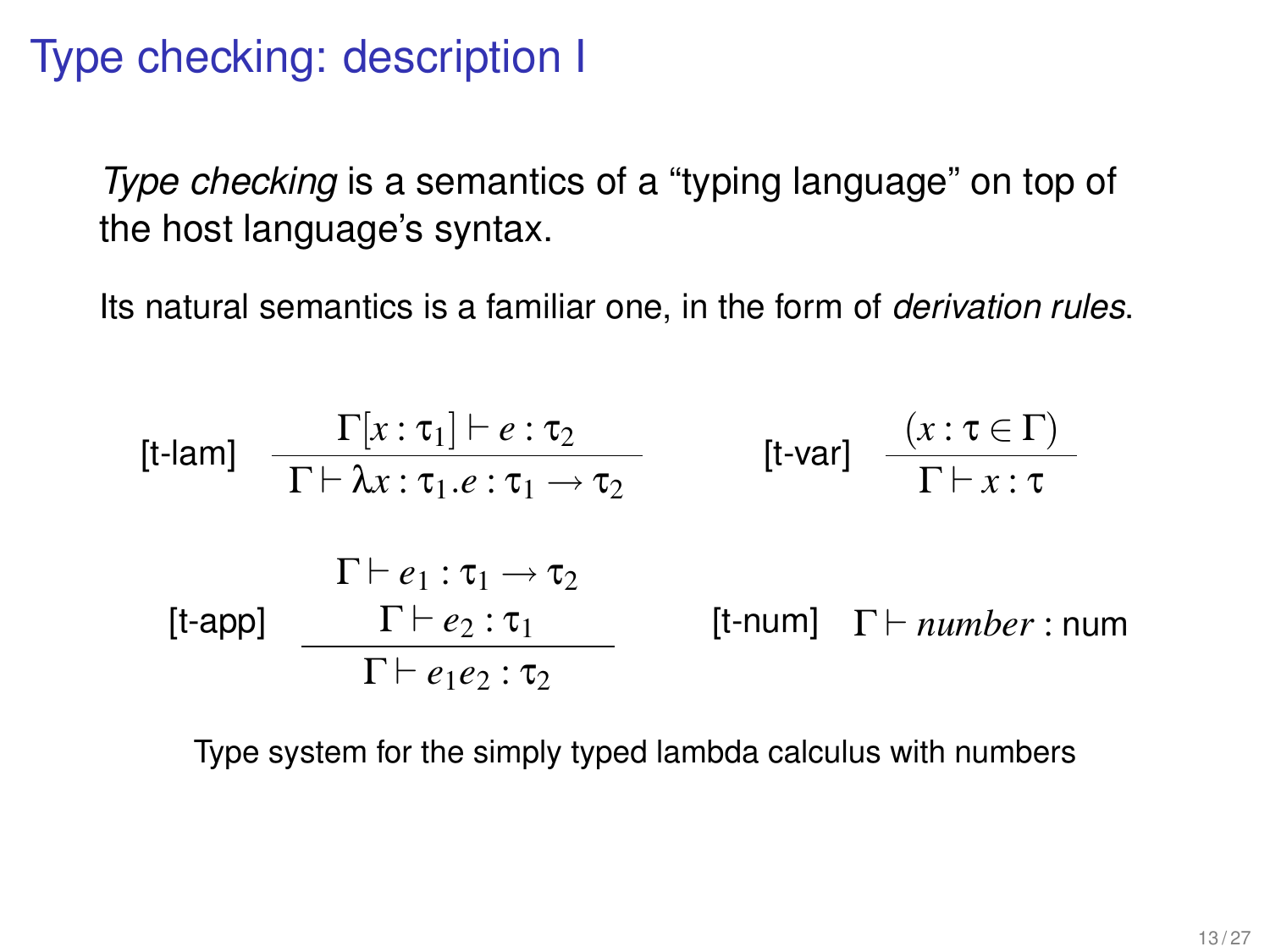# Type checking: description I

*Type checking* is a semantics of a "typing language" on top of the host language's syntax.

Its natural semantics is a familiar one, in the form of *derivation rules*.

$$\text{[t-lam]} \quad \frac{\Gamma[x : \tau_1] \vdash e : \tau_2}{\Gamma \vdash \lambda x : \tau_1 . e : \tau_1 \to \tau_2} \qquad \text{[t-var]} \quad \frac{(x : \tau \in \Gamma)}{\Gamma \vdash x : \tau}$$

$$\text{[t-app]} \quad \frac{\begin{array}{c}\Gamma \vdash e_1 : \tau_1 \to \tau_2 \\ \Gamma \vdash e_2 : \tau_1\end{array}}{\Gamma \vdash e_1 e_2 : \tau_2} \qquad \text{[t-num]} \quad \Gamma \vdash \mathit{number} : \mathsf{num}$$

Type system for the simply typed lambda calculus with numbers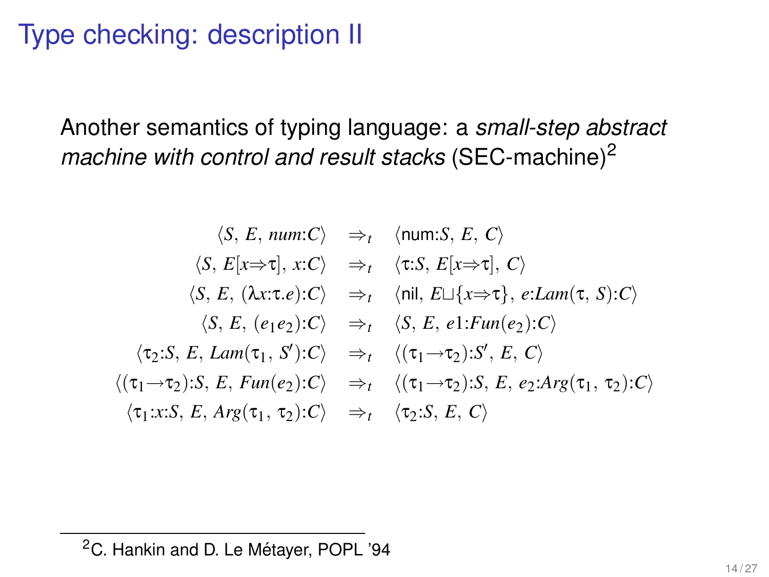# Type checking: description II

Another semantics of typing language: a *small-step abstract machine with control and result stacks* (SEC-machine)[2]

$$
\begin{array}{rcl}
\langle S,\ E,\ num{:}C\rangle & \Rightarrow_t & \langle \mathsf{num}{:}S,\ E,\ C\rangle \\
\langle S,\ E[x\Rightarrow\tau],\ x{:}C\rangle & \Rightarrow_t & \langle \tau{:}S,\ E[x\Rightarrow\tau],\ C\rangle \\
\langle S,\ E,\ (\lambda x{:}\tau.e){:}C\rangle & \Rightarrow_t & \langle \mathsf{nil},\ E\sqcup\{x\Rightarrow\tau\},\ e{:}Lam(\tau,\ S){:}C\rangle \\
\langle S,\ E,\ (e_1 e_2){:}C\rangle & \Rightarrow_t & \langle S,\ E,\ e1{:}Fun(e_2){:}C\rangle \\
\langle \tau_2{:}S,\ E,\ Lam(\tau_1,\ S'){:}C\rangle & \Rightarrow_t & \langle (\tau_1\rightarrow\tau_2){:}S',\ E,\ C\rangle \\
\langle (\tau_1\rightarrow\tau_2){:}S,\ E,\ Fun(e_2){:}C\rangle & \Rightarrow_t & \langle (\tau_1\rightarrow\tau_2){:}S,\ E,\ e_2{:}Arg(\tau_1,\ \tau_2){:}C\rangle \\
\langle \tau_1{:}x{:}S,\ E,\ Arg(\tau_1,\ \tau_2){:}C\rangle & \Rightarrow_t & \langle \tau_2{:}S,\ E,\ C\rangle
\end{array}
$$

[2] C. Hankin and D. Le Métayer, POPL '94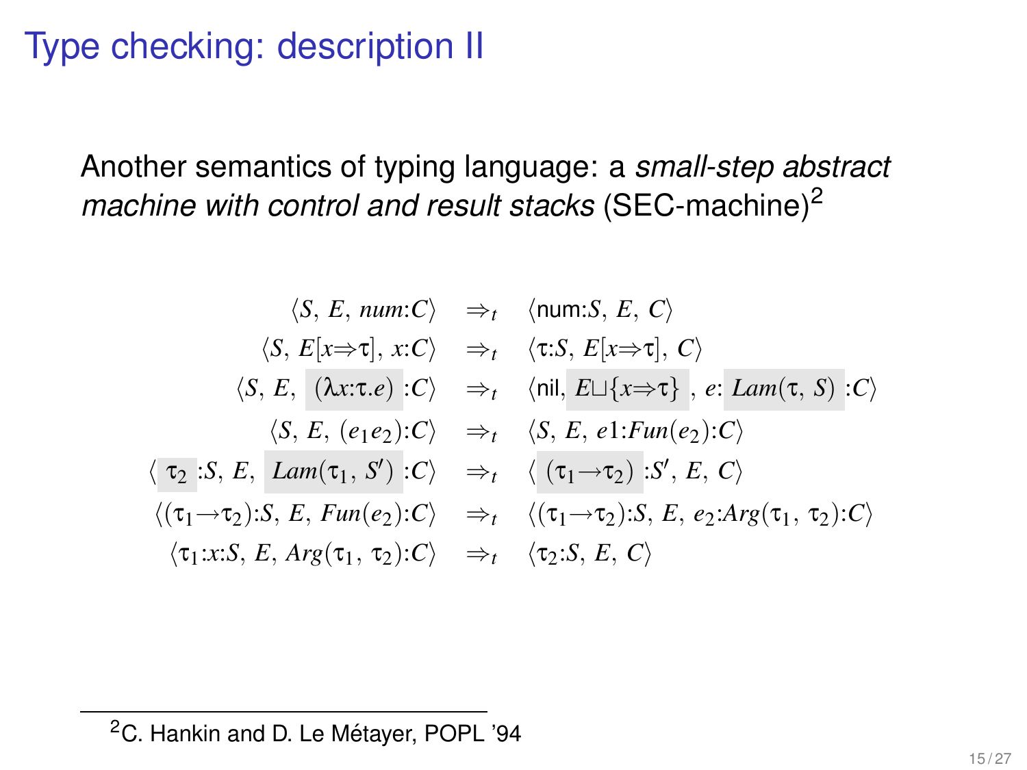# Type checking: description II

Another semantics of typing language: a *small-step abstract machine with control and result stacks* (SEC-machine)[2]

$$
\begin{array}{rcl}
\langle S,\, E,\, \mathit{num}{:}C\rangle & \Rightarrow_t & \langle \mathsf{num}{:}S,\, E,\, C\rangle \\
\langle S,\, E[x{\Rightarrow}\tau],\, x{:}C\rangle & \Rightarrow_t & \langle \tau{:}S,\, E[x{\Rightarrow}\tau],\, C\rangle \\
\langle S,\, E,\, (\lambda x{:}\tau.e){:}C\rangle & \Rightarrow_t & \langle \mathsf{nil},\, E\sqcup\{x{\Rightarrow}\tau\},\, e{:}\,\mathit{Lam}(\tau,\, S){:}C\rangle \\
\langle S,\, E,\, (e_1 e_2){:}C\rangle & \Rightarrow_t & \langle S,\, E,\, e1{:}\mathit{Fun}(e_2){:}C\rangle \\
\langle \tau_2{:}S,\, E,\, \mathit{Lam}(\tau_1,\, S'){:}C\rangle & \Rightarrow_t & \langle (\tau_1{\rightarrow}\tau_2){:}S',\, E,\, C\rangle \\
\langle (\tau_1{\rightarrow}\tau_2){:}S,\, E,\, \mathit{Fun}(e_2){:}C\rangle & \Rightarrow_t & \langle (\tau_1{\rightarrow}\tau_2){:}S,\, E,\, e_2{:}\mathit{Arg}(\tau_1,\, \tau_2){:}C\rangle \\
\langle \tau_1{:}x{:}S,\, E,\, \mathit{Arg}(\tau_1,\, \tau_2){:}C\rangle & \Rightarrow_t & \langle \tau_2{:}S,\, E,\, C\rangle
\end{array}
$$

[2] C. Hankin and D. Le Métayer, POPL '94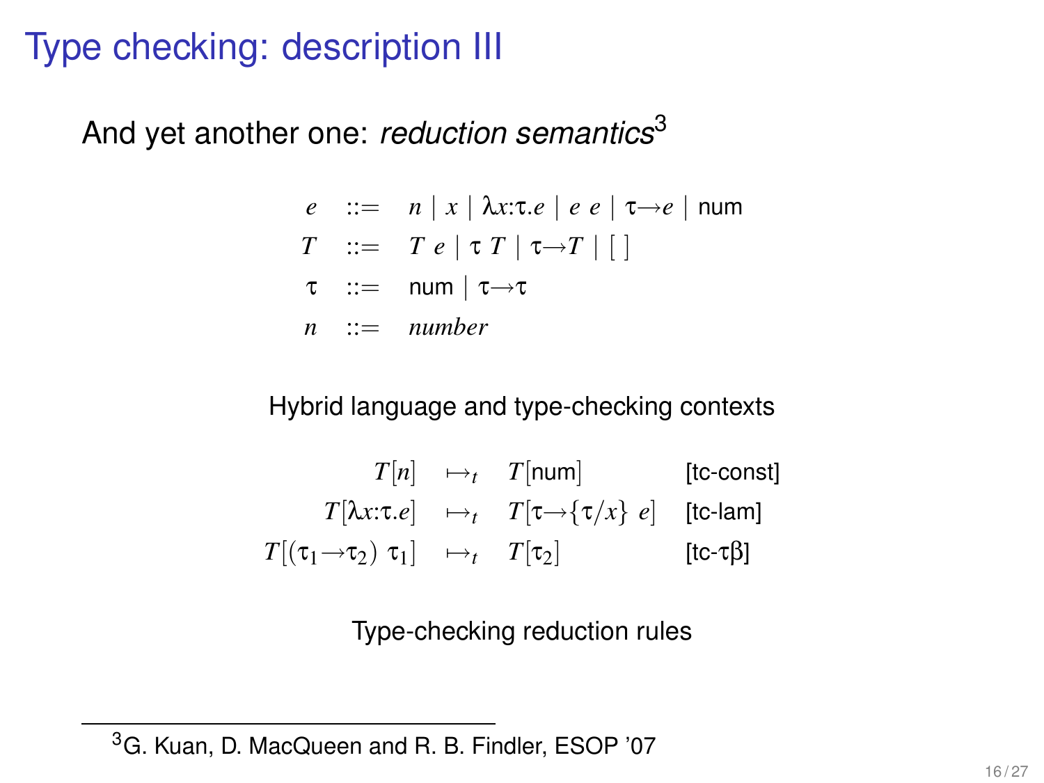# Type checking: description III

And yet another one: *reduction semantics*[3]

$$
\begin{array}{rcl}
e & ::= & n \mid x \mid \lambda x{:}\tau.e \mid e\ e \mid \tau \to e \mid \mathsf{num} \\
T & ::= & T\ e \mid \tau\ T \mid \tau \to T \mid [\ ] \\
\tau & ::= & \mathsf{num} \mid \tau \to \tau \\
n & ::= & \mathit{number}
\end{array}
$$

Hybrid language and type-checking contexts

$$
\begin{array}{rcll}
T[n] & \mapsto_t & T[\mathsf{num}] & \text{[tc-const]} \\
T[\lambda x{:}\tau.e] & \mapsto_t & T[\tau \to \{\tau/x\}\ e] & \text{[tc-lam]} \\
T[(\tau_1 \to \tau_2)\ \tau_1] & \mapsto_t & T[\tau_2] & \text{[tc-}\tau\beta\text{]}
\end{array}
$$

Type-checking reduction rules

[3] G. Kuan, D. MacQueen and R. B. Findler, ESOP '07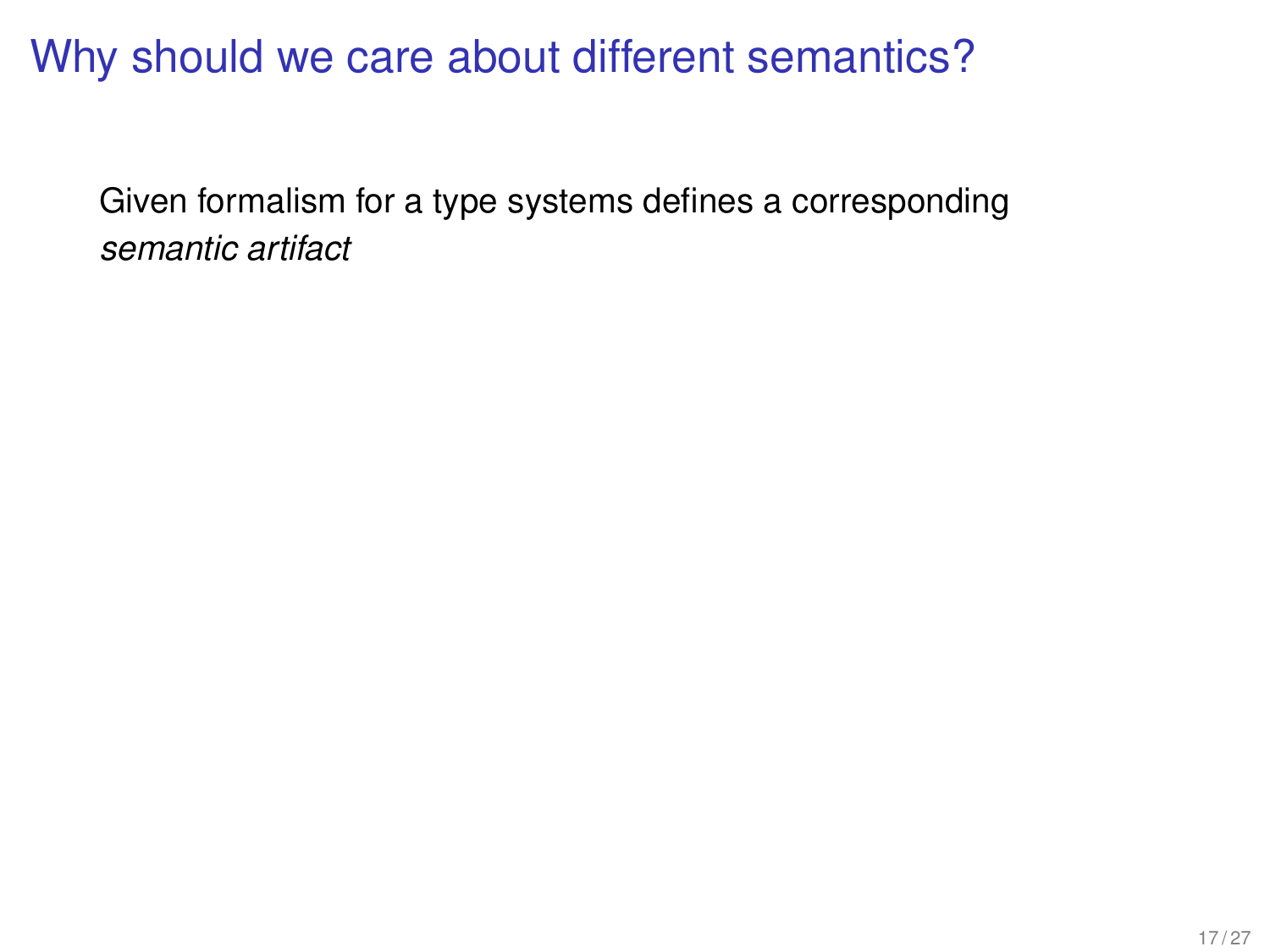# Why should we care about different semantics?

Given formalism for a type systems defines a corresponding *semantic artifact*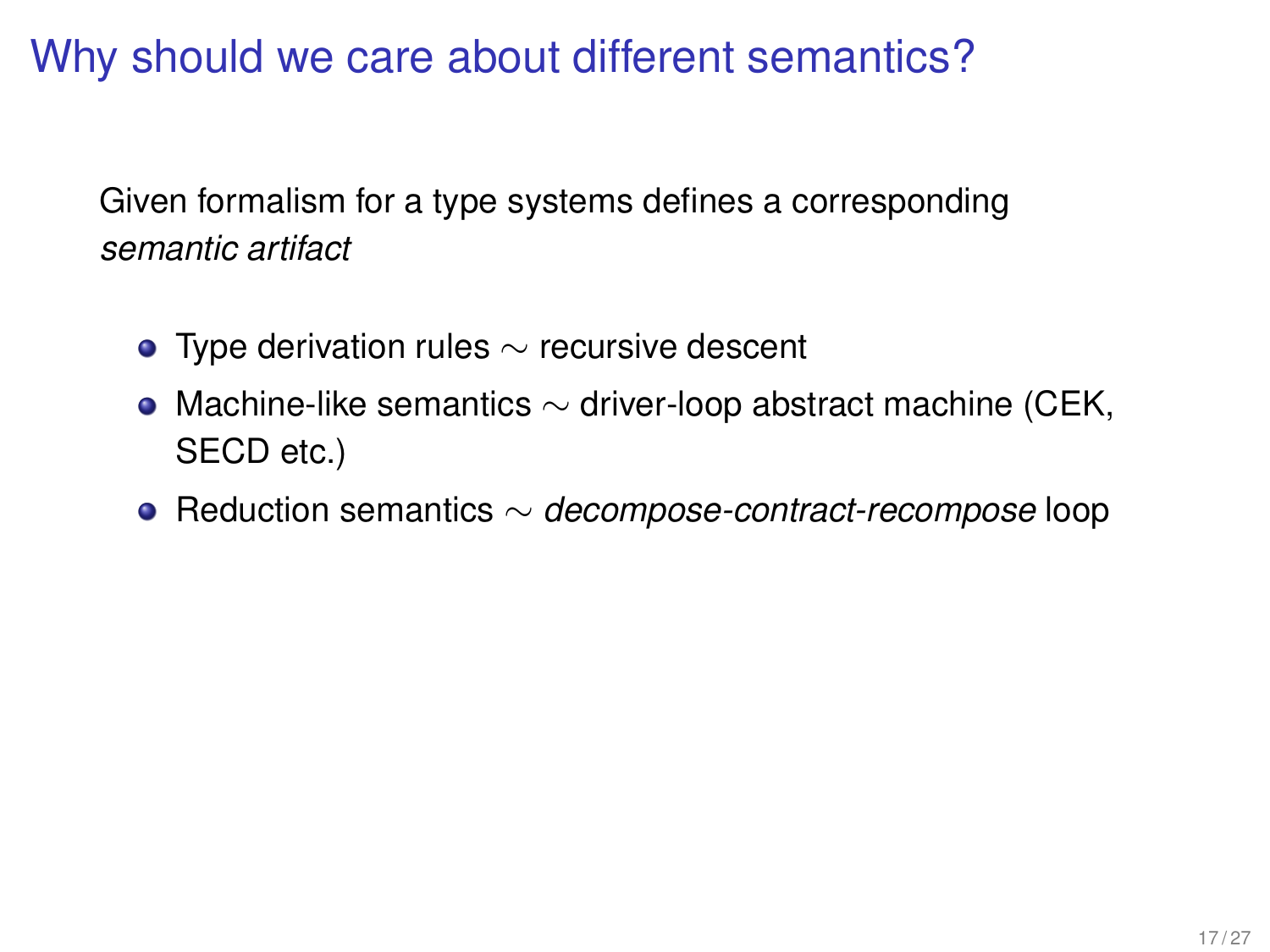# Why should we care about different semantics?

Given formalism for a type systems defines a corresponding *semantic artifact*

- Type derivation rules $\sim$ recursive descent
- Machine-like semantics $\sim$ driver-loop abstract machine (CEK, SECD etc.)
- Reduction semantics $\sim$ *decompose-contract-recompose* loop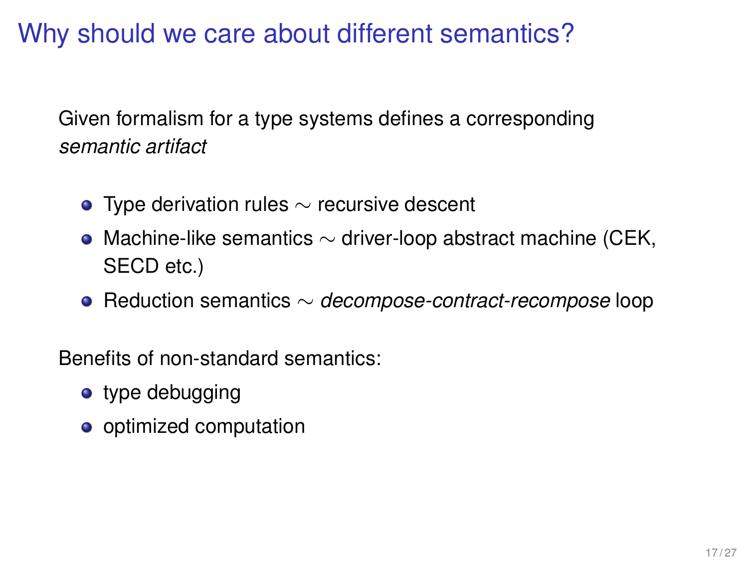# Why should we care about different semantics?

Given formalism for a type systems defines a corresponding *semantic artifact*

- Type derivation rules $\sim$ recursive descent
- Machine-like semantics $\sim$ driver-loop abstract machine (CEK, SECD etc.)
- Reduction semantics $\sim$ *decompose-contract-recompose* loop

Benefits of non-standard semantics:

- type debugging
- optimized computation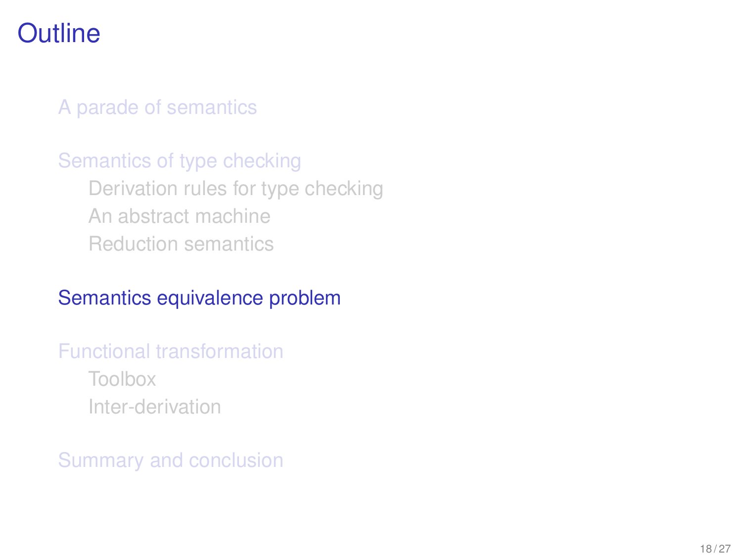# Outline

- A parade of semantics
- Semantics of type checking
  - Derivation rules for type checking
  - An abstract machine
  - Reduction semantics
- **Semantics equivalence problem**
- Functional transformation
  - Toolbox
  - Inter-derivation
- Summary and conclusion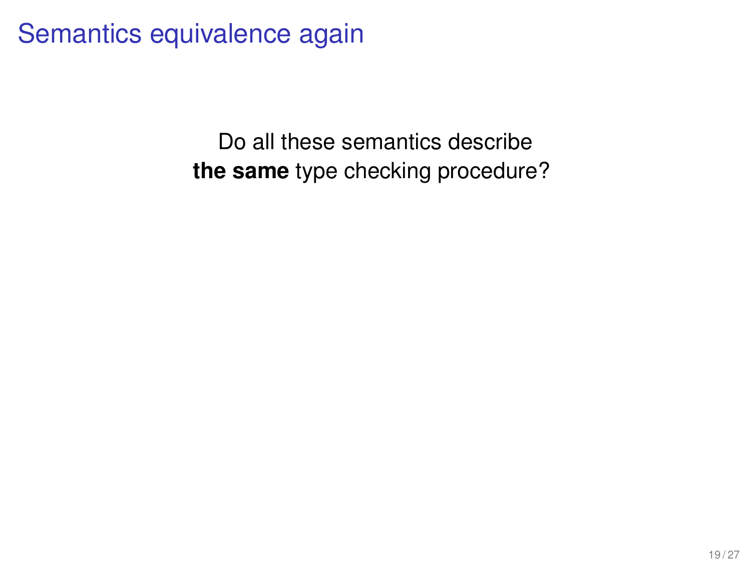# Semantics equivalence again

Do all these semantics describe **the same** type checking procedure?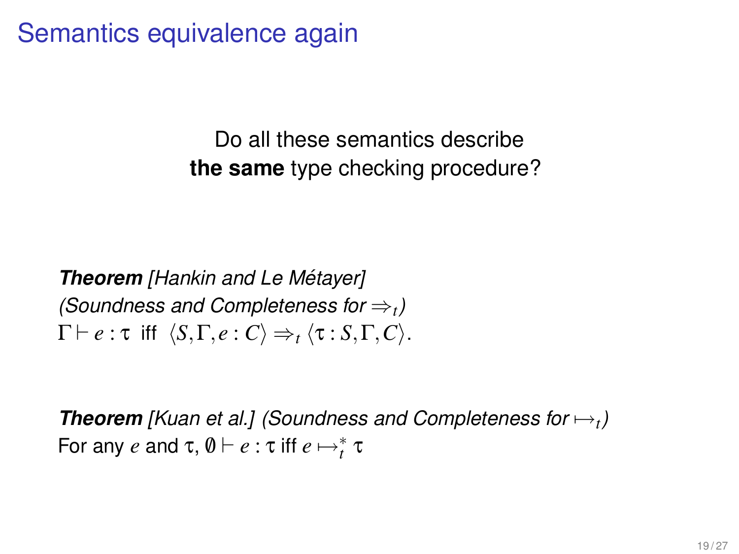# Semantics equivalence again

Do all these semantics describe **the same** type checking procedure?

***Theorem*** *[Hankin and Le Métayer]*
*(Soundness and Completeness for $\Rightarrow_t$)*
$\Gamma \vdash e : \tau$ iff $\langle S, \Gamma, e : C \rangle \Rightarrow_t \langle \tau : S, \Gamma, C \rangle$.

***Theorem*** *[Kuan et al.] (Soundness and Completeness for $\mapsto_t$)*
For any $e$ and $\tau$, $\emptyset \vdash e : \tau$ iff $e \mapsto_t^* \tau$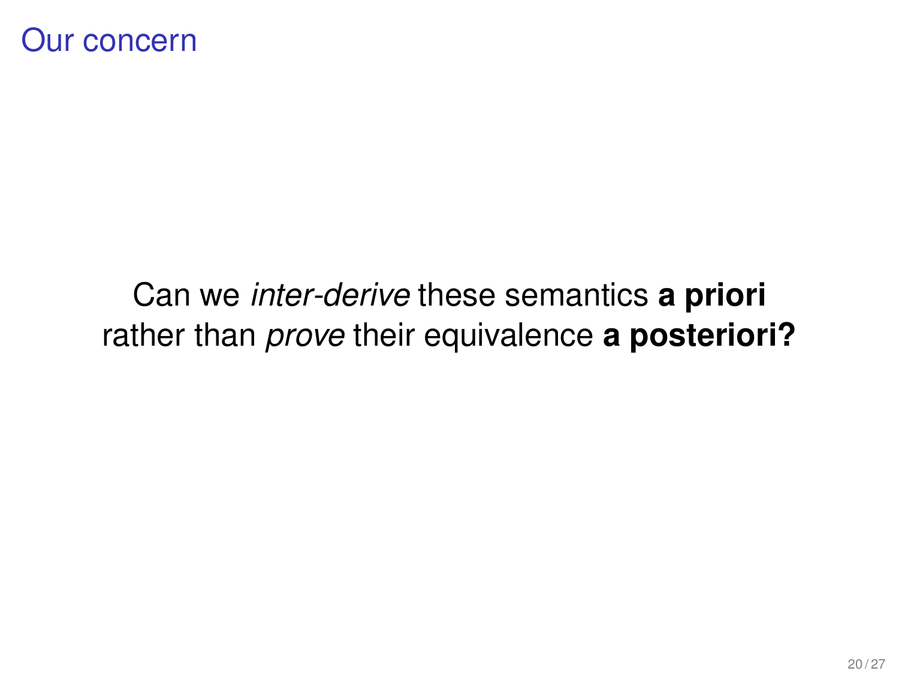# Our concern

Can we *inter-derive* these semantics **a priori** rather than *prove* their equivalence **a posteriori?**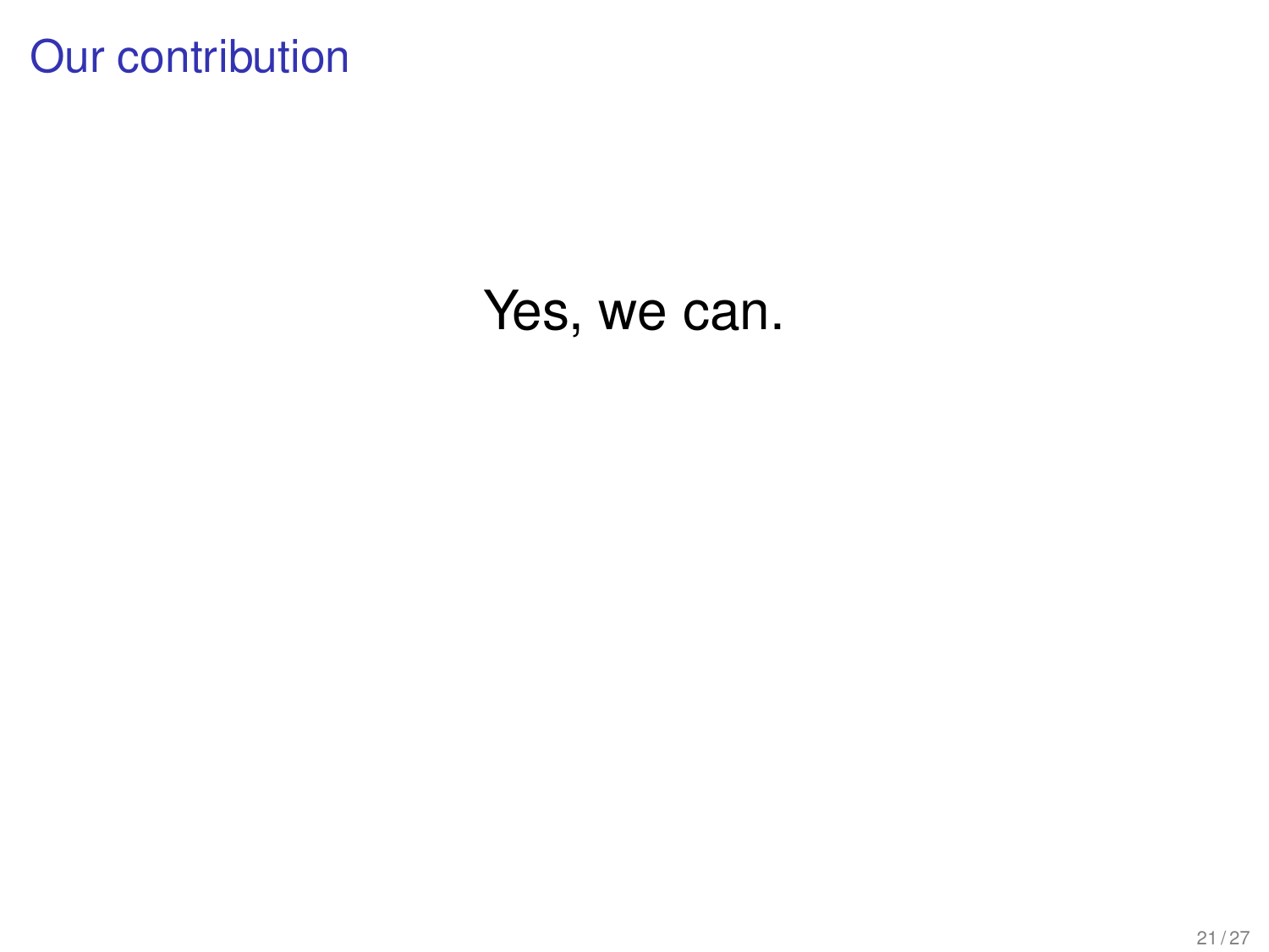# Our contribution

Yes, we can.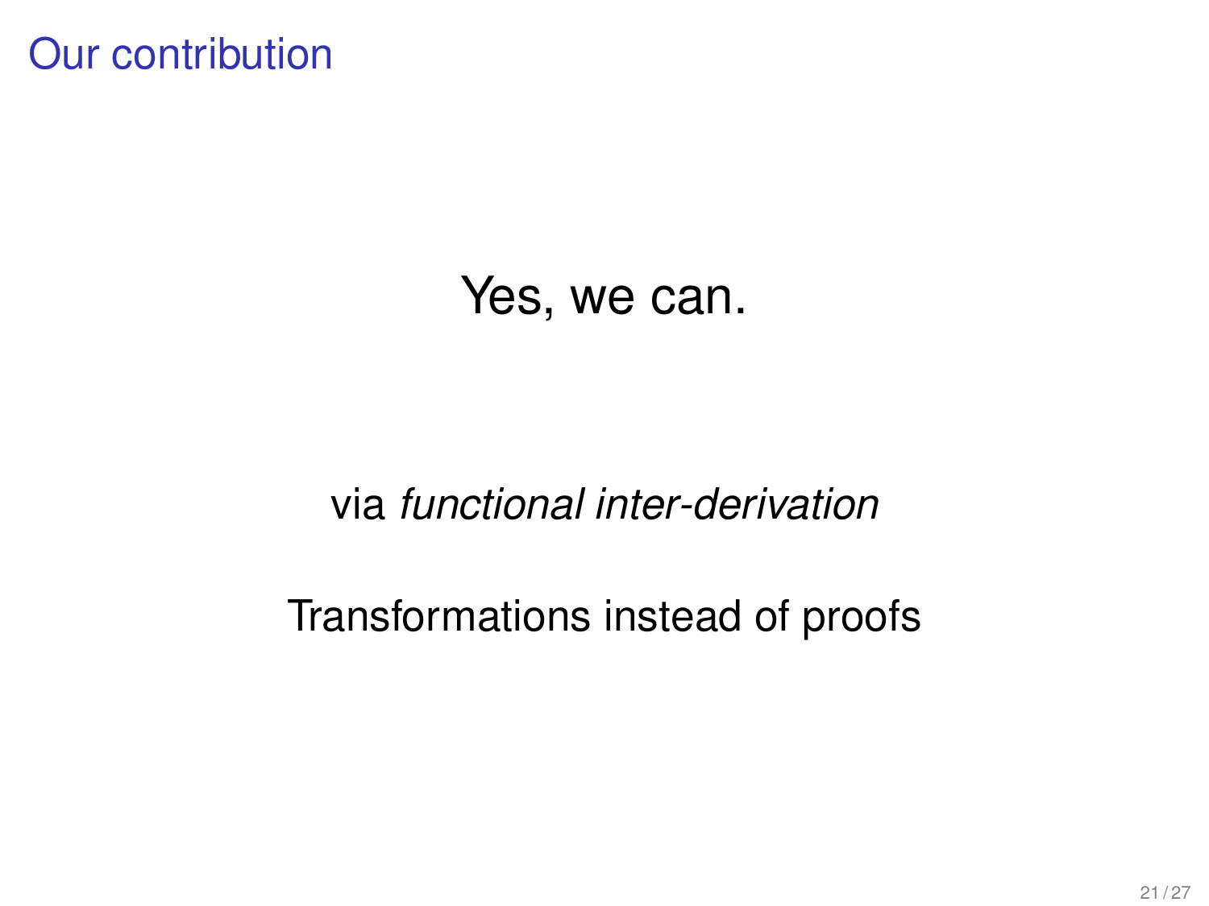# Our contribution

Yes, we can.

via *functional inter-derivation*

Transformations instead of proofs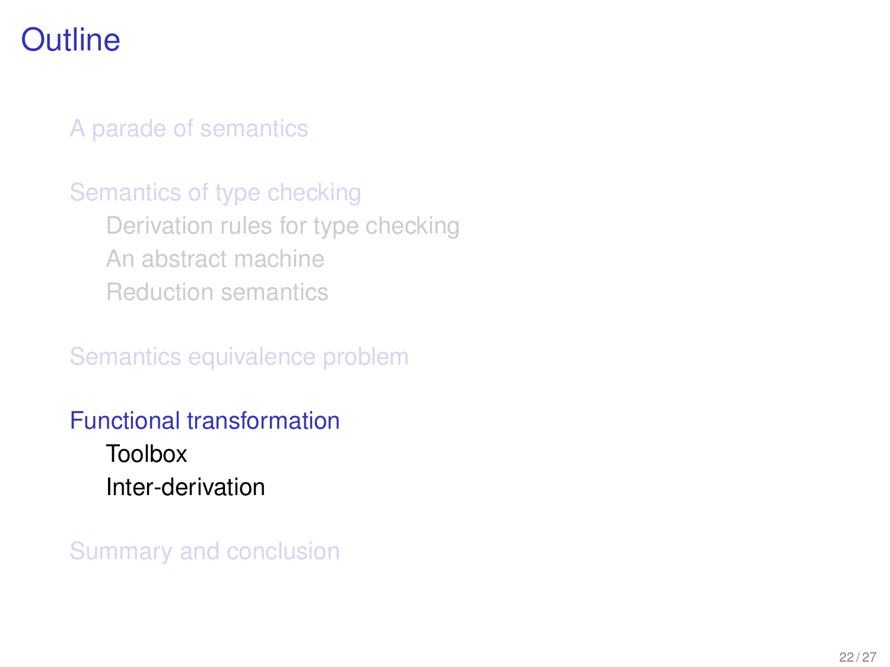# Outline

- A parade of semantics
- Semantics of type checking
  - Derivation rules for type checking
  - An abstract machine
  - Reduction semantics
- Semantics equivalence problem
- Functional transformation
  - Toolbox
  - Inter-derivation
- Summary and conclusion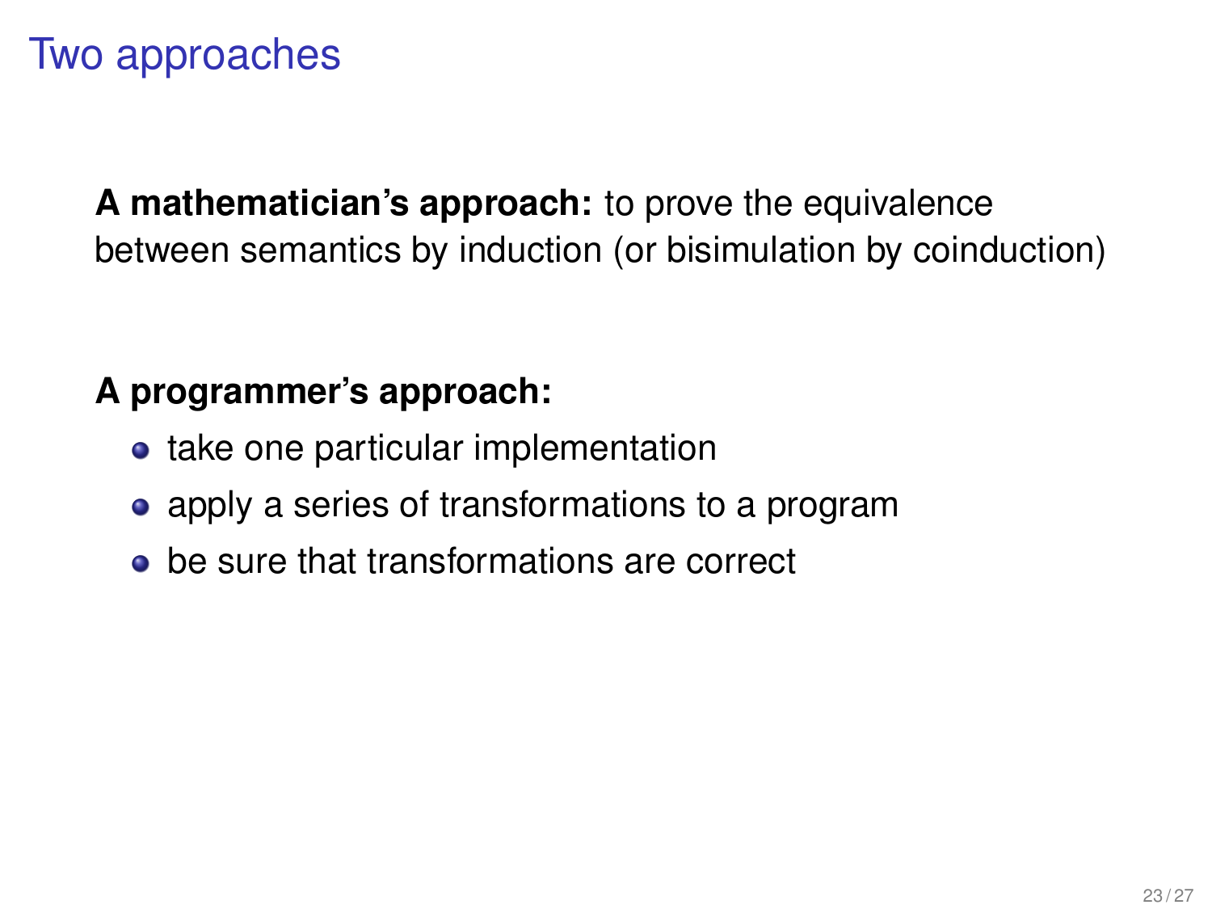# Two approaches

**A mathematician's approach:** to prove the equivalence between semantics by induction (or bisimulation by coinduction)

**A programmer's approach:**

- take one particular implementation
- apply a series of transformations to a program
- be sure that transformations are correct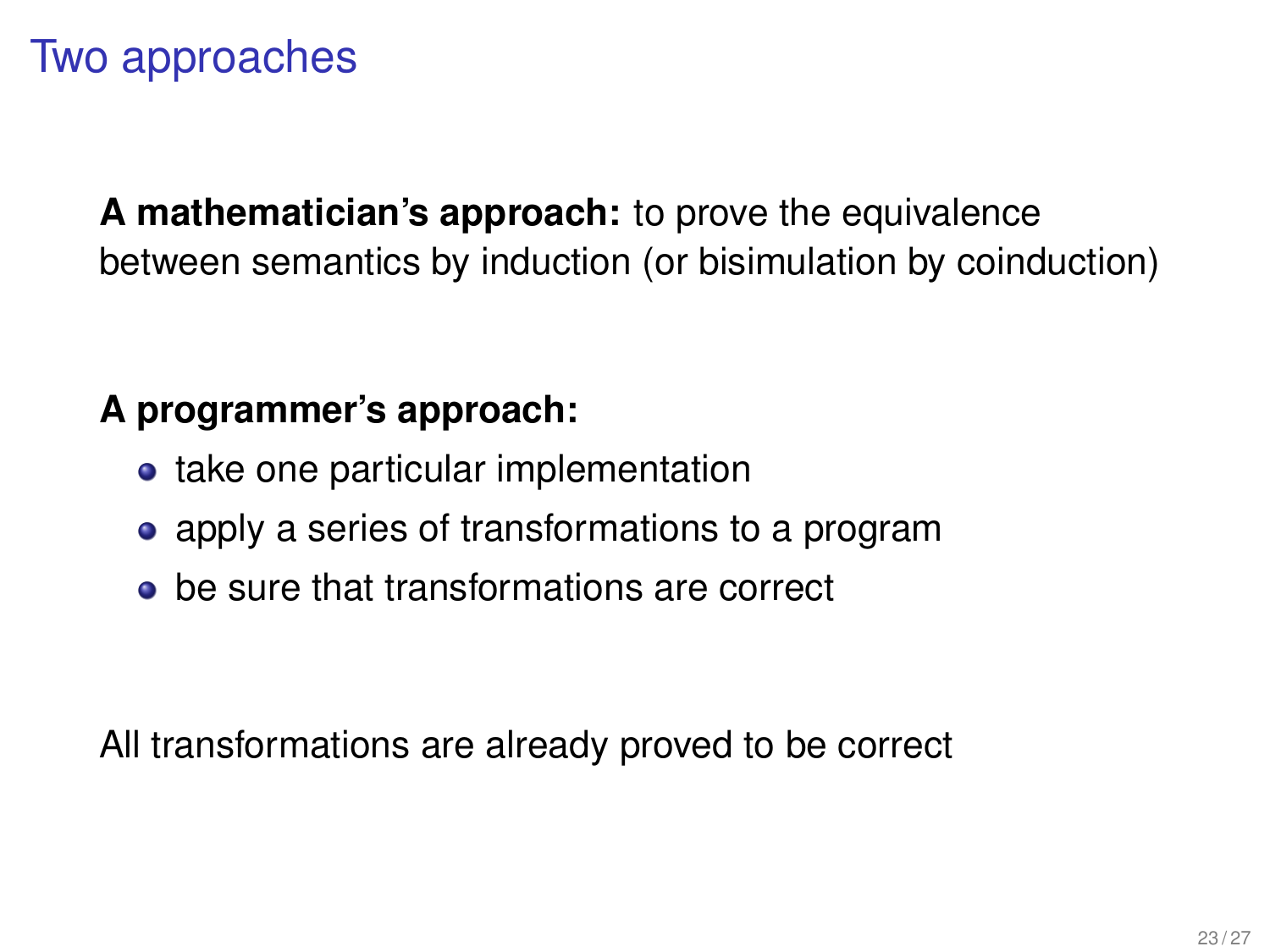# Two approaches

**A mathematician's approach:** to prove the equivalence between semantics by induction (or bisimulation by coinduction)

**A programmer's approach:**

- take one particular implementation
- apply a series of transformations to a program
- be sure that transformations are correct

All transformations are already proved to be correct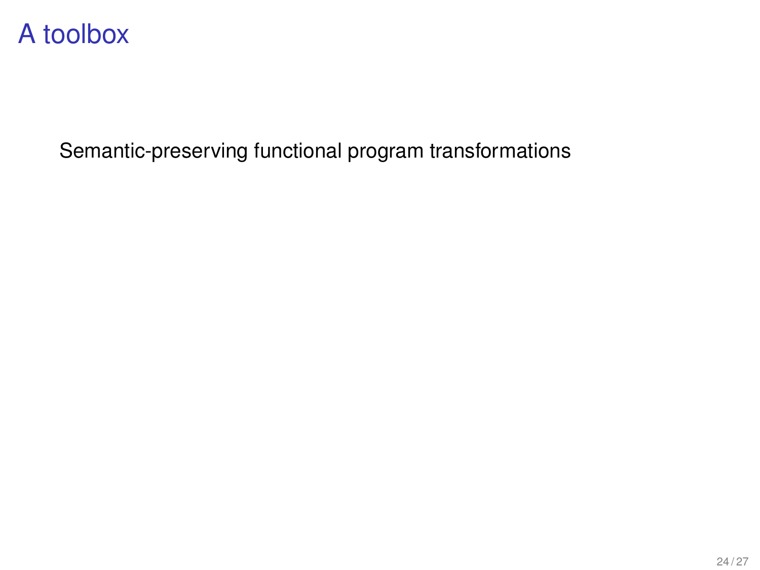# A toolbox

Semantic-preserving functional program transformations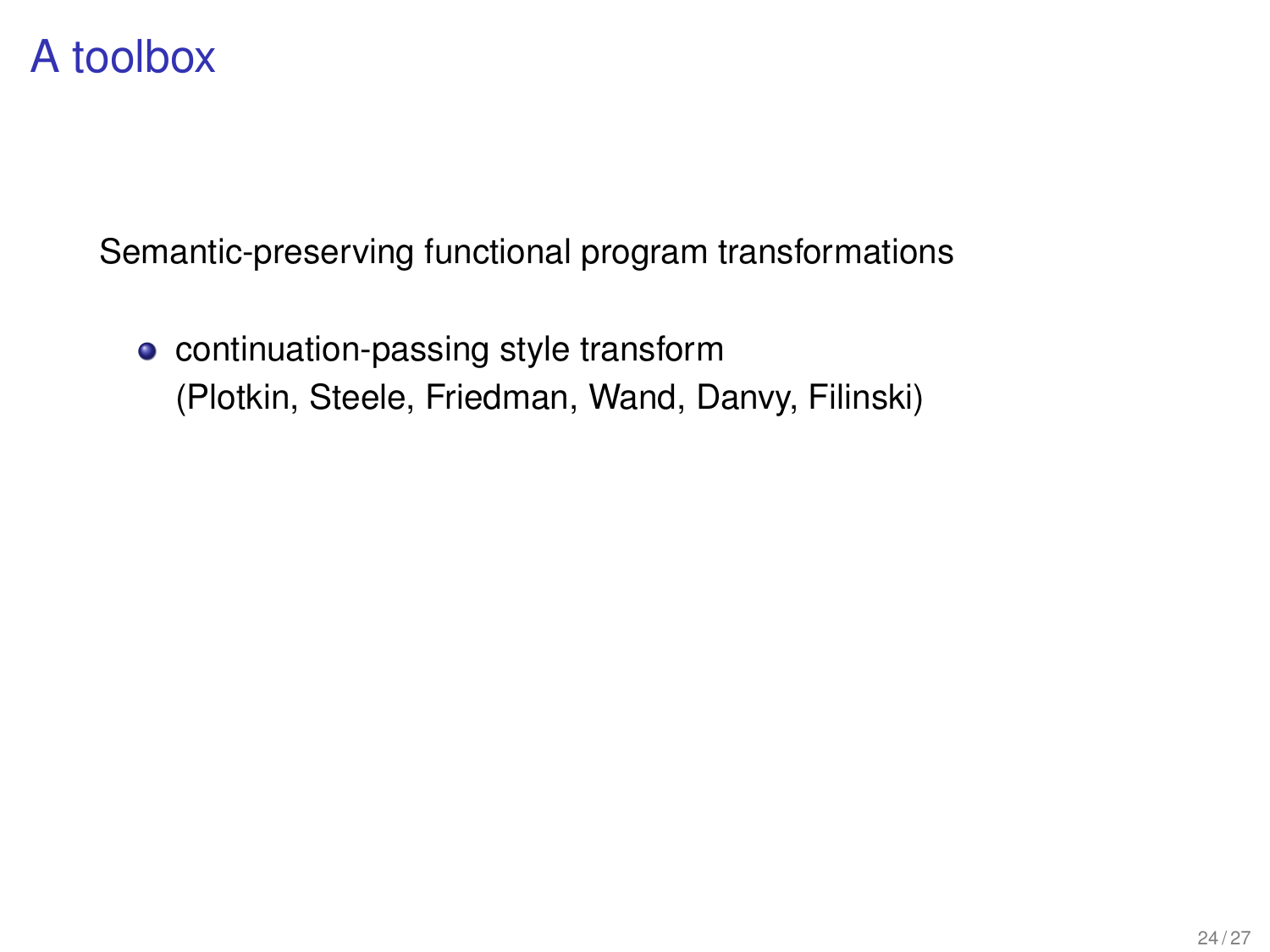# A toolbox

Semantic-preserving functional program transformations

- continuation-passing style transform
  (Plotkin, Steele, Friedman, Wand, Danvy, Filinski)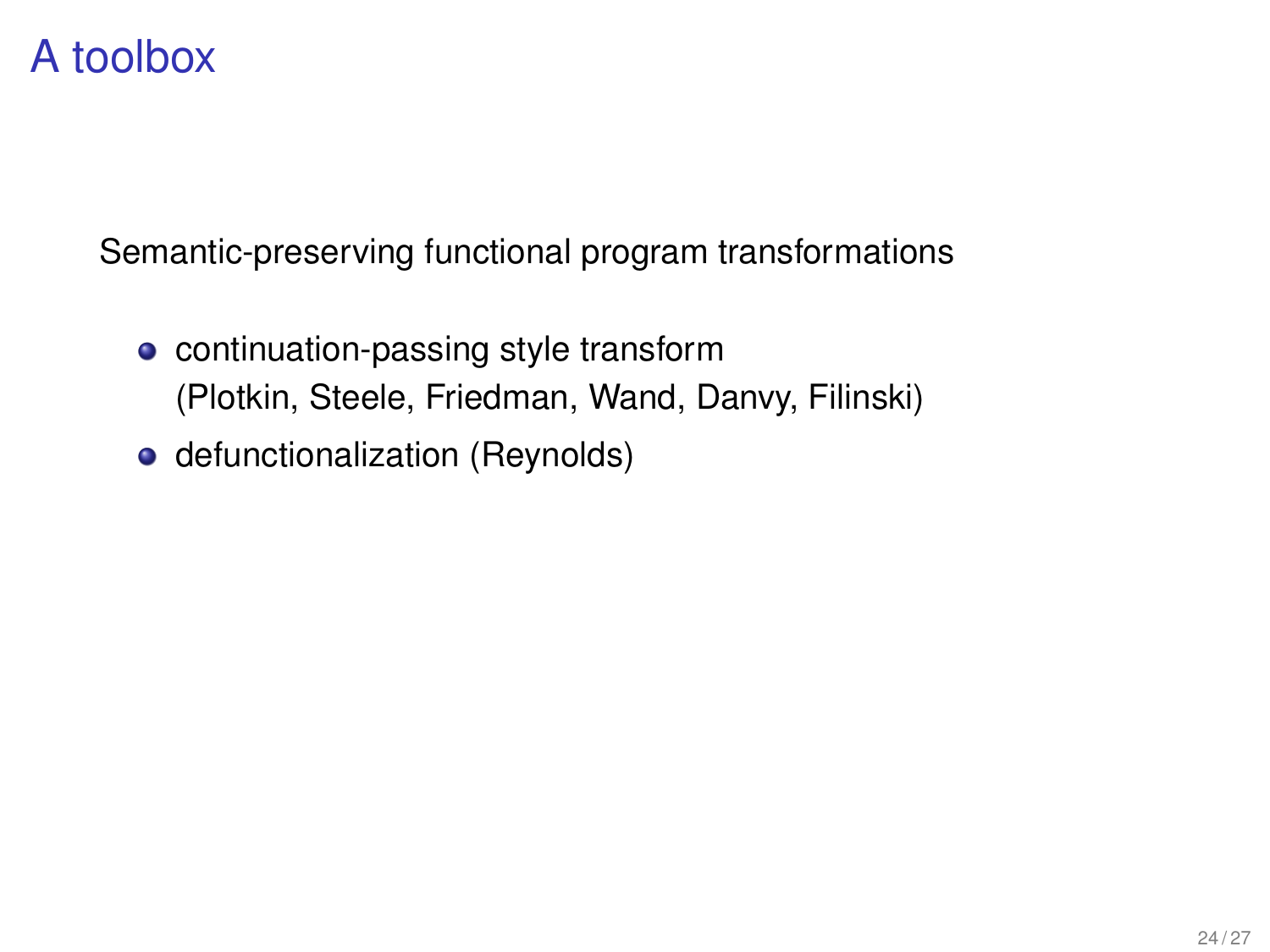# A toolbox

Semantic-preserving functional program transformations

- continuation-passing style transform
  (Plotkin, Steele, Friedman, Wand, Danvy, Filinski)
- defunctionalization (Reynolds)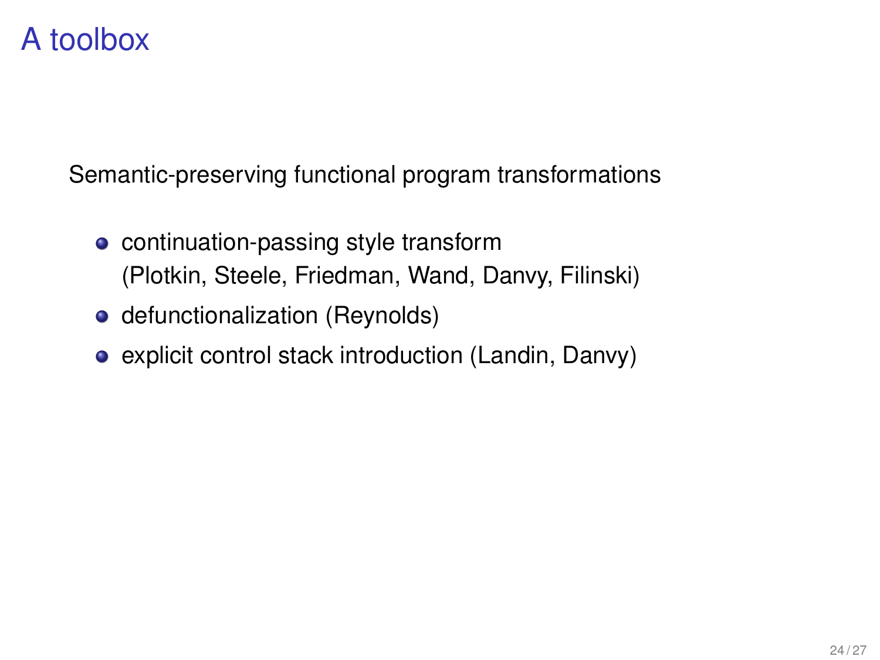# A toolbox

Semantic-preserving functional program transformations

- continuation-passing style transform
  (Plotkin, Steele, Friedman, Wand, Danvy, Filinski)
- defunctionalization (Reynolds)
- explicit control stack introduction (Landin, Danvy)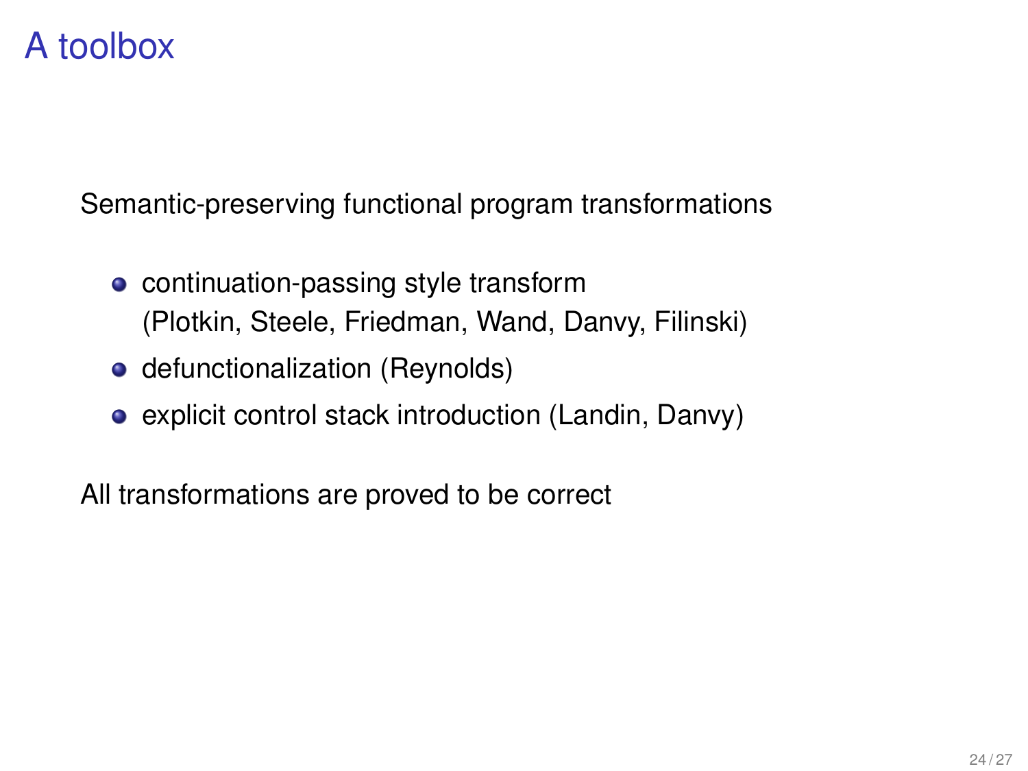# A toolbox

Semantic-preserving functional program transformations

- continuation-passing style transform (Plotkin, Steele, Friedman, Wand, Danvy, Filinski)
- defunctionalization (Reynolds)
- explicit control stack introduction (Landin, Danvy)

All transformations are proved to be correct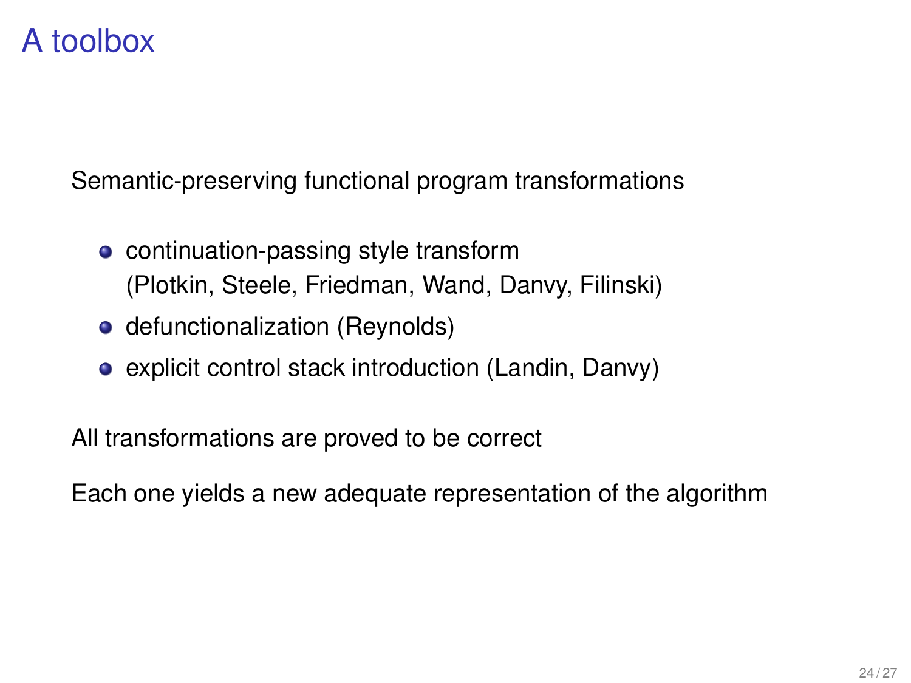# A toolbox

Semantic-preserving functional program transformations

- continuation-passing style transform
  (Plotkin, Steele, Friedman, Wand, Danvy, Filinski)
- defunctionalization (Reynolds)
- explicit control stack introduction (Landin, Danvy)

All transformations are proved to be correct

Each one yields a new adequate representation of the algorithm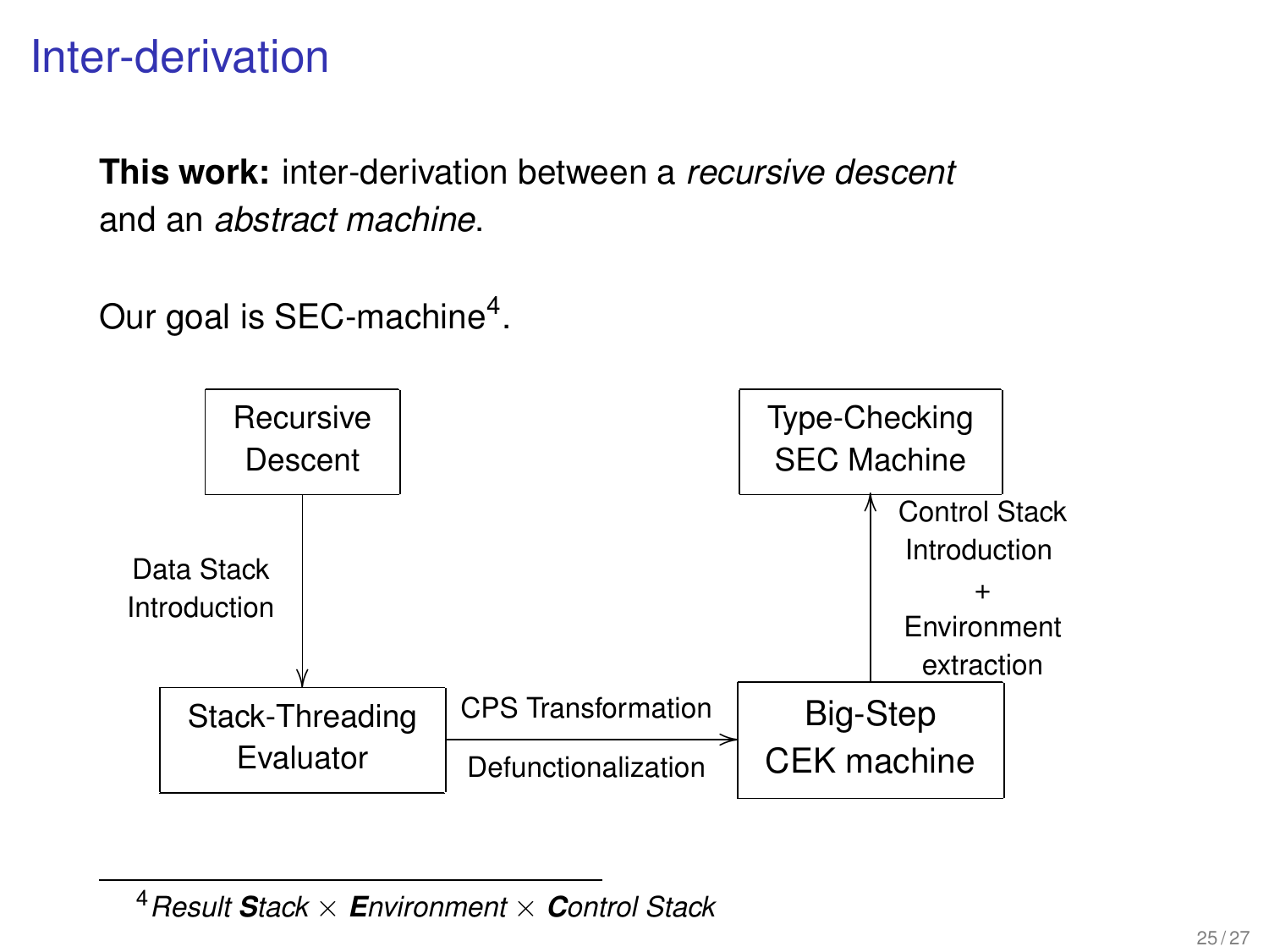# Inter-derivation

**This work:** inter-derivation between a *recursive descent* and an *abstract machine*.

Our goal is SEC-machine[4].

Recursive Descent → (Data Stack Introduction) → Stack-Threading Evaluator → (CPS Transformation, Defunctionalization) → Big-Step CEK machine → (Control Stack Introduction + Environment extraction) → Type-Checking SEC Machine

[4] *Result* ***S****tack* × ***E****nvironment* × ***C****ontrol Stack*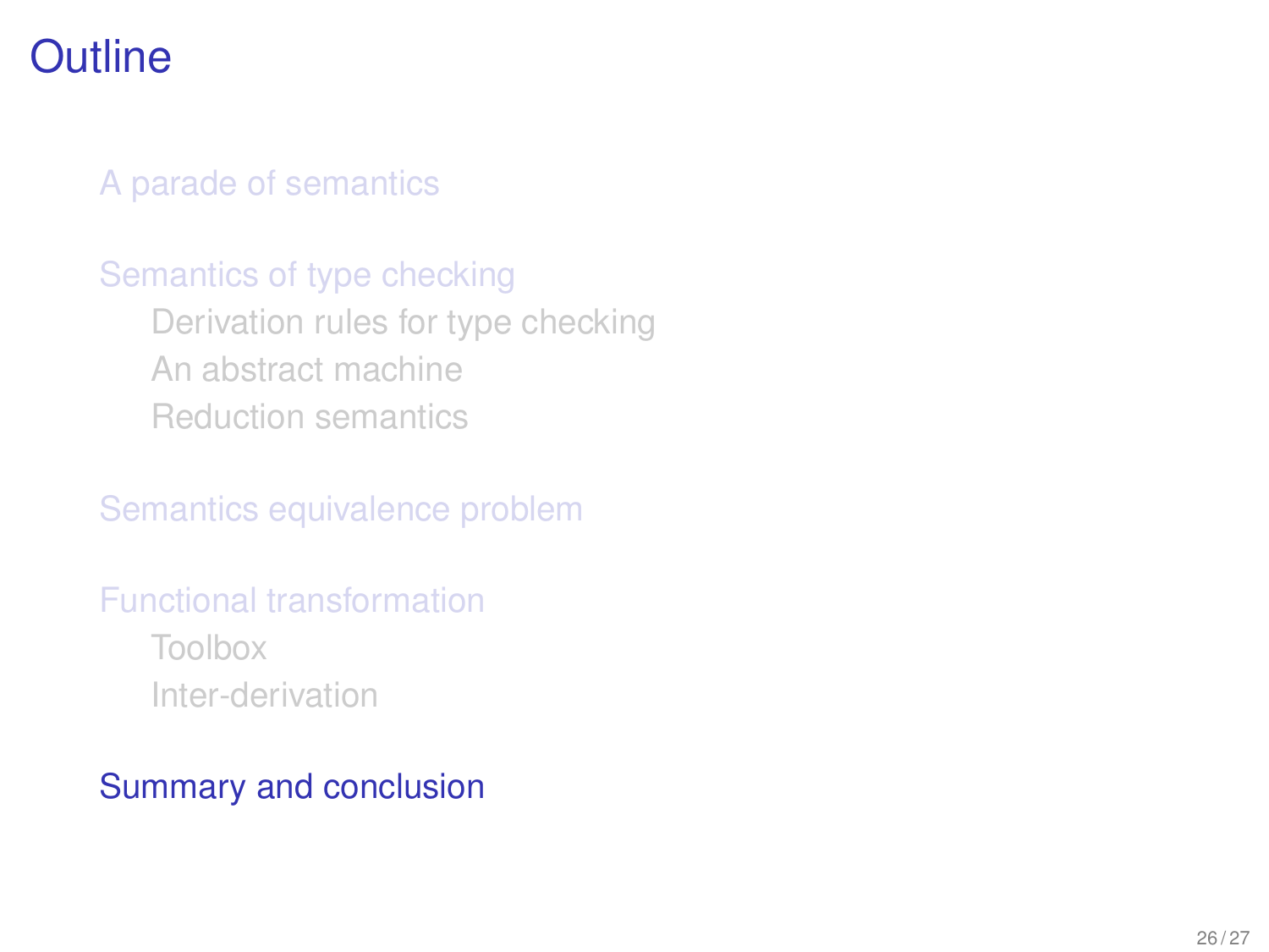# Outline

- A parade of semantics
- Semantics of type checking
  - Derivation rules for type checking
  - An abstract machine
  - Reduction semantics
- Semantics equivalence problem
- Functional transformation
  - Toolbox
  - Inter-derivation
- Summary and conclusion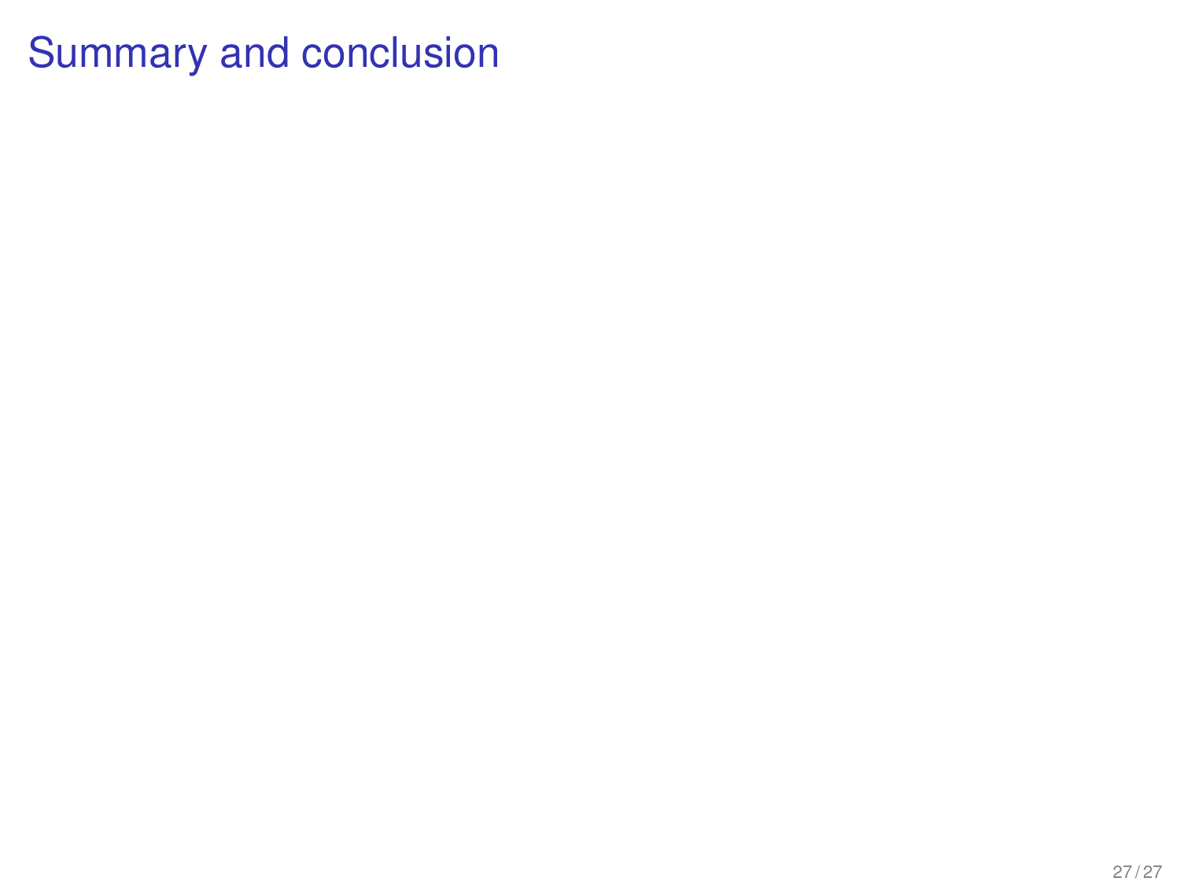# Summary and conclusion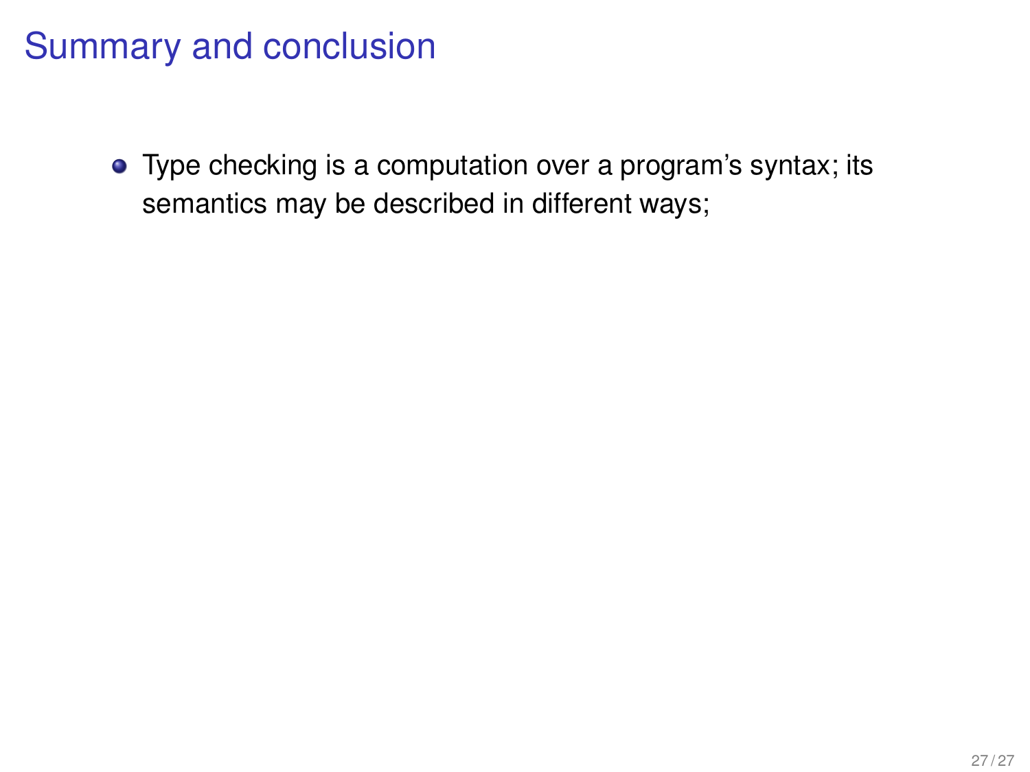# Summary and conclusion

- Type checking is a computation over a program's syntax; its semantics may be described in different ways;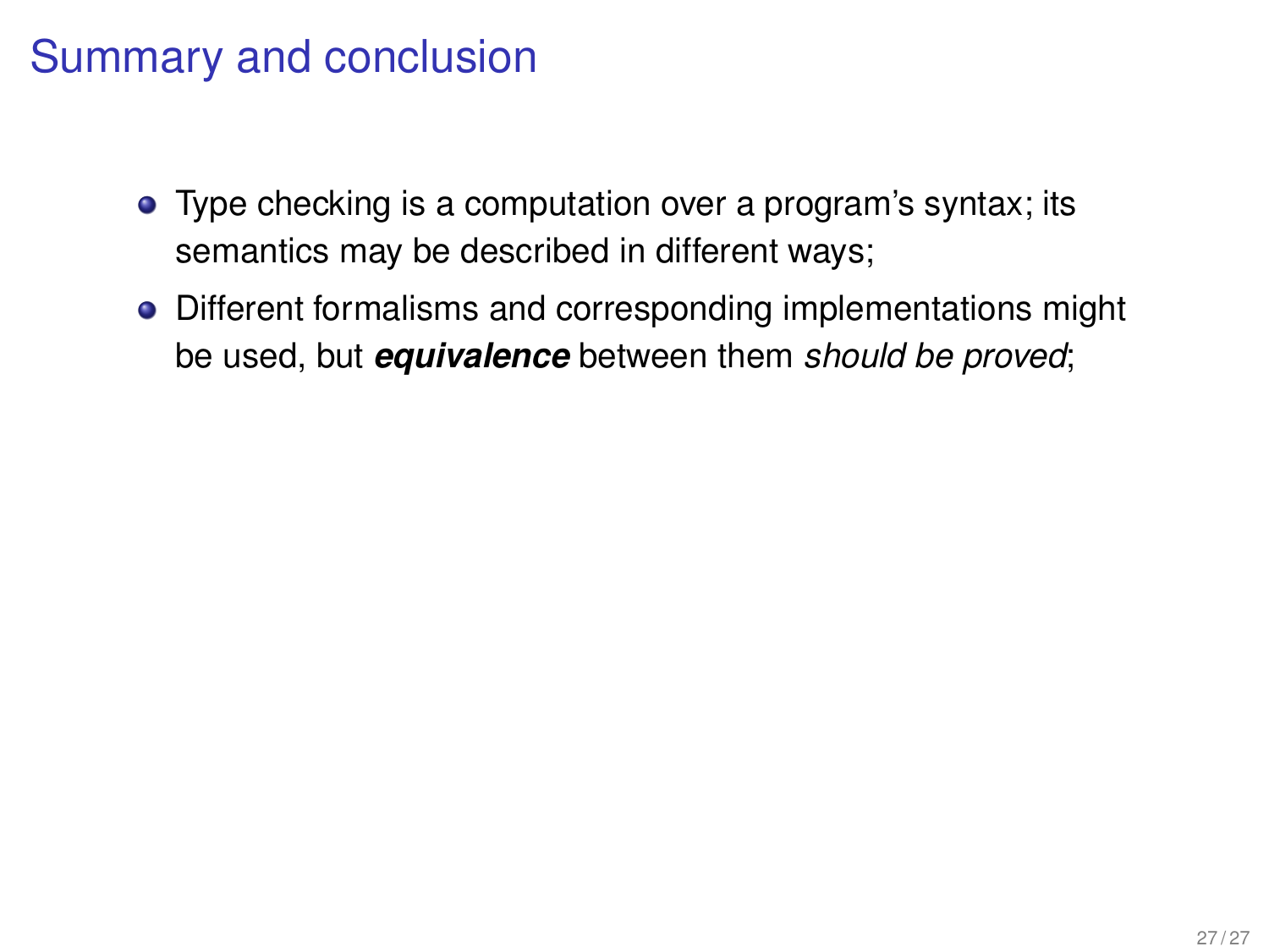# Summary and conclusion

- Type checking is a computation over a program's syntax; its semantics may be described in different ways;
- Different formalisms and corresponding implementations might be used, but ***equivalence*** between them *should be proved*;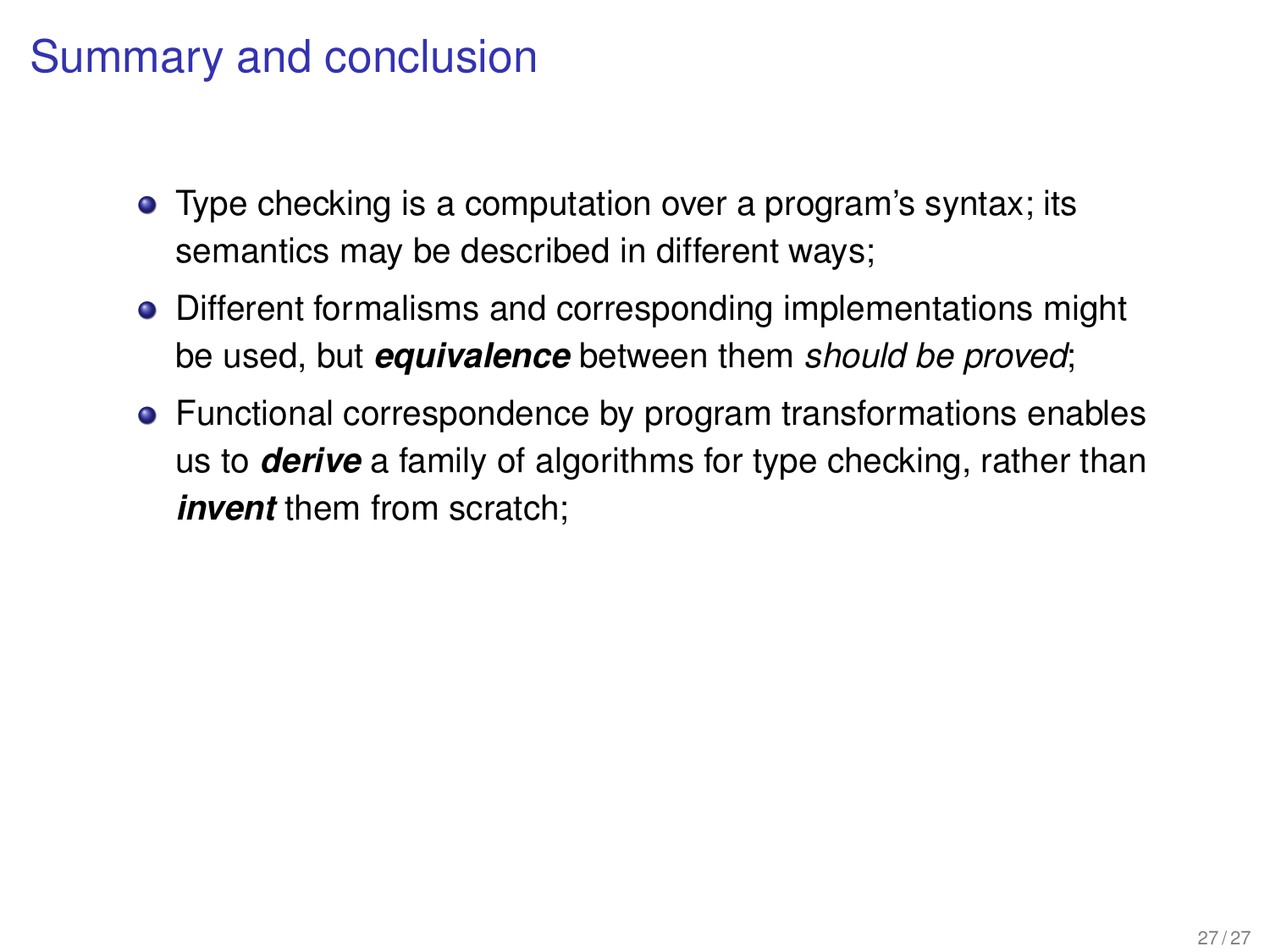# Summary and conclusion

- Type checking is a computation over a program's syntax; its semantics may be described in different ways;
- Different formalisms and corresponding implementations might be used, but ***equivalence*** between them *should be proved*;
- Functional correspondence by program transformations enables us to ***derive*** a family of algorithms for type checking, rather than ***invent*** them from scratch;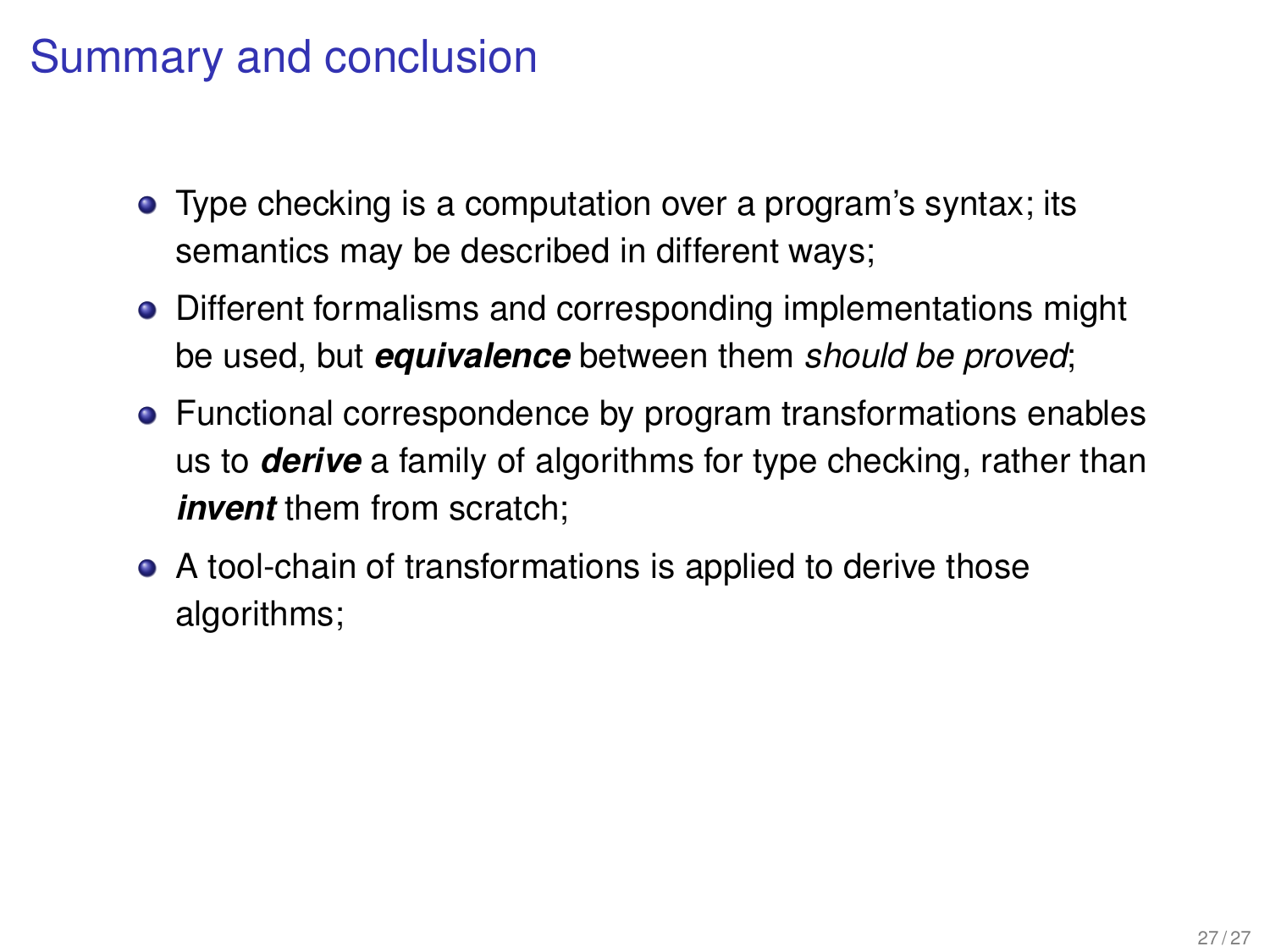# Summary and conclusion

- Type checking is a computation over a program's syntax; its semantics may be described in different ways;
- Different formalisms and corresponding implementations might be used, but ***equivalence*** between them *should be proved*;
- Functional correspondence by program transformations enables us to ***derive*** a family of algorithms for type checking, rather than ***invent*** them from scratch;
- A tool-chain of transformations is applied to derive those algorithms;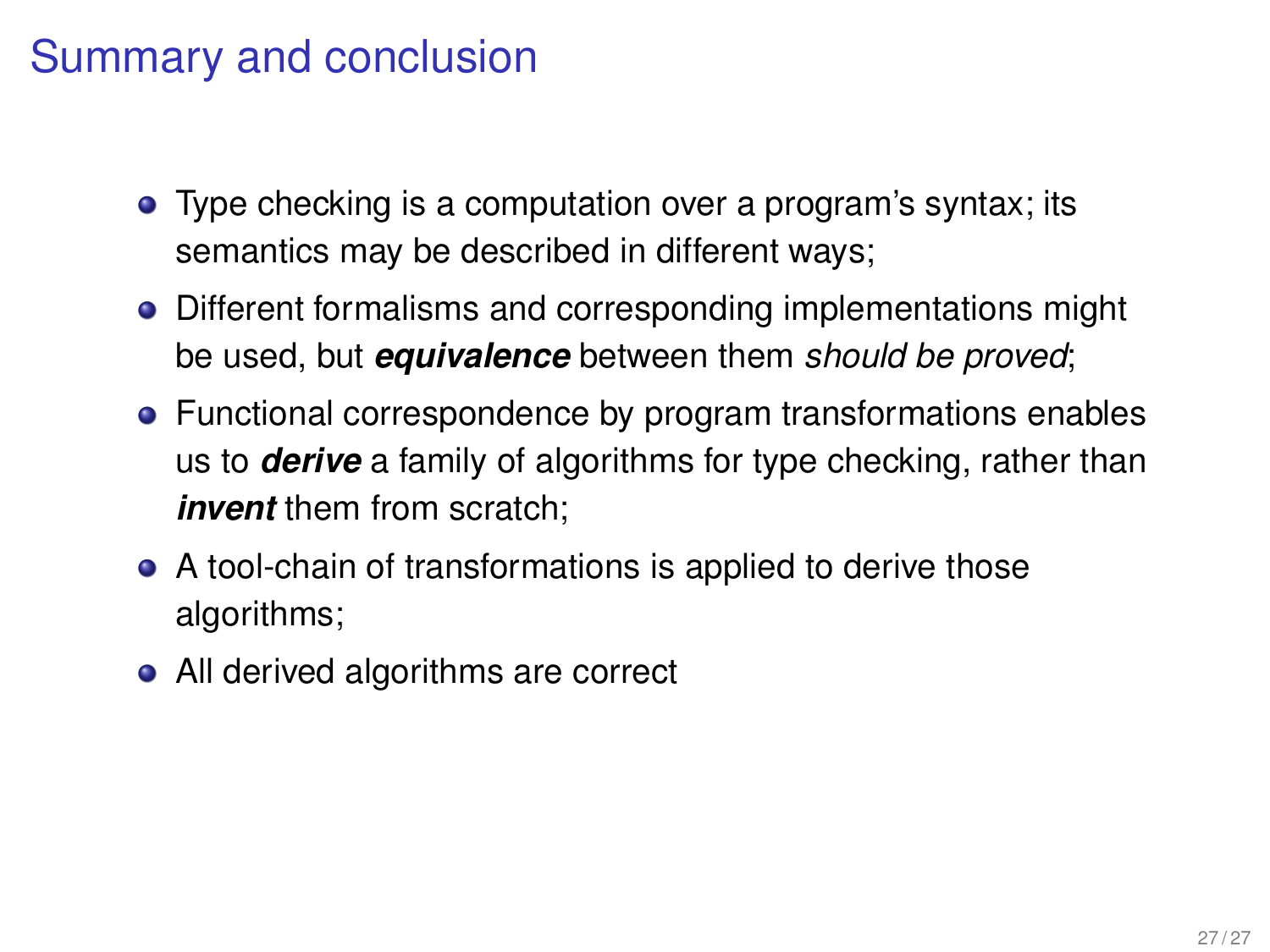# Summary and conclusion

- Type checking is a computation over a program's syntax; its semantics may be described in different ways;
- Different formalisms and corresponding implementations might be used, but ***equivalence*** between them *should be proved*;
- Functional correspondence by program transformations enables us to ***derive*** a family of algorithms for type checking, rather than ***invent*** them from scratch;
- A tool-chain of transformations is applied to derive those algorithms;
- All derived algorithms are correct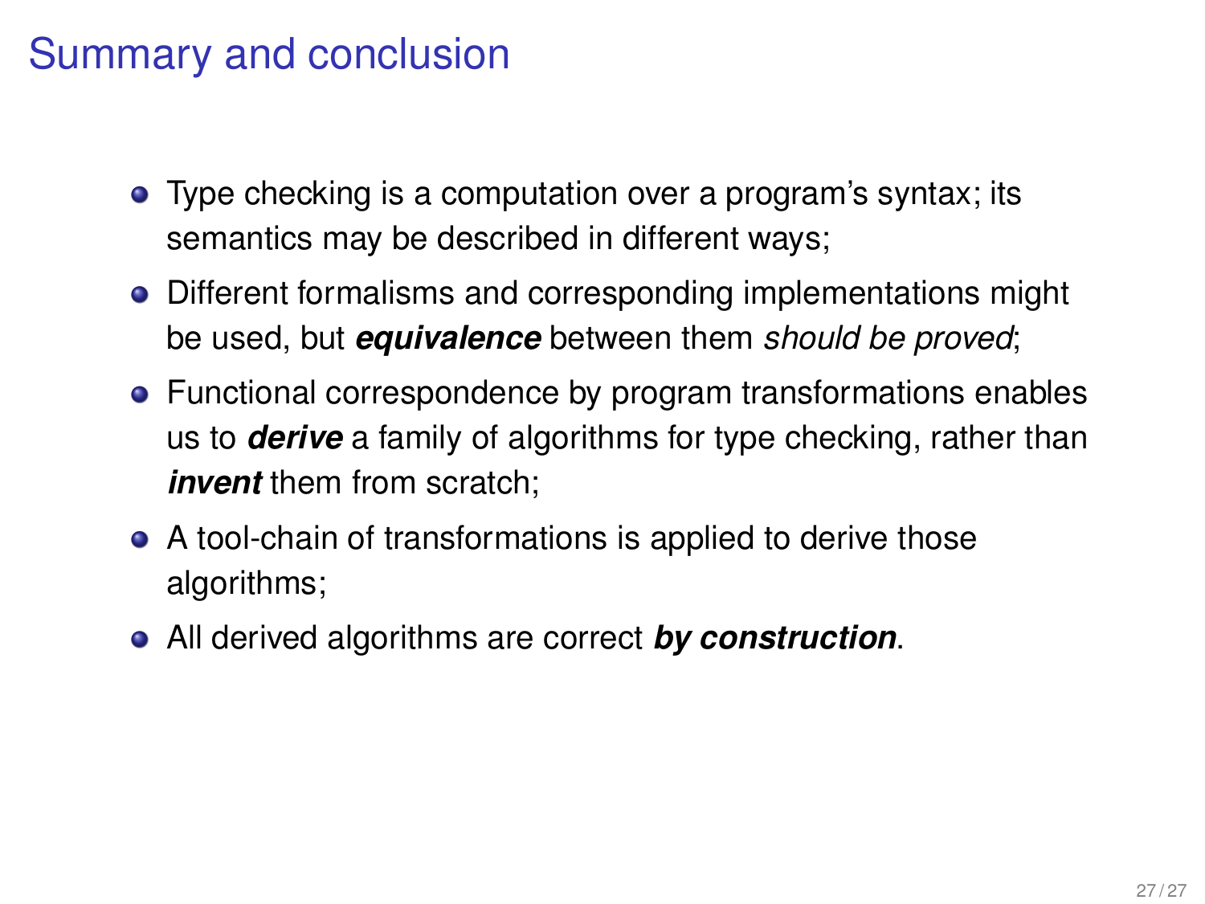# Summary and conclusion

- Type checking is a computation over a program's syntax; its semantics may be described in different ways;
- Different formalisms and corresponding implementations might be used, but ***equivalence*** between them *should be proved*;
- Functional correspondence by program transformations enables us to ***derive*** a family of algorithms for type checking, rather than ***invent*** them from scratch;
- A tool-chain of transformations is applied to derive those algorithms;
- All derived algorithms are correct ***by construction***.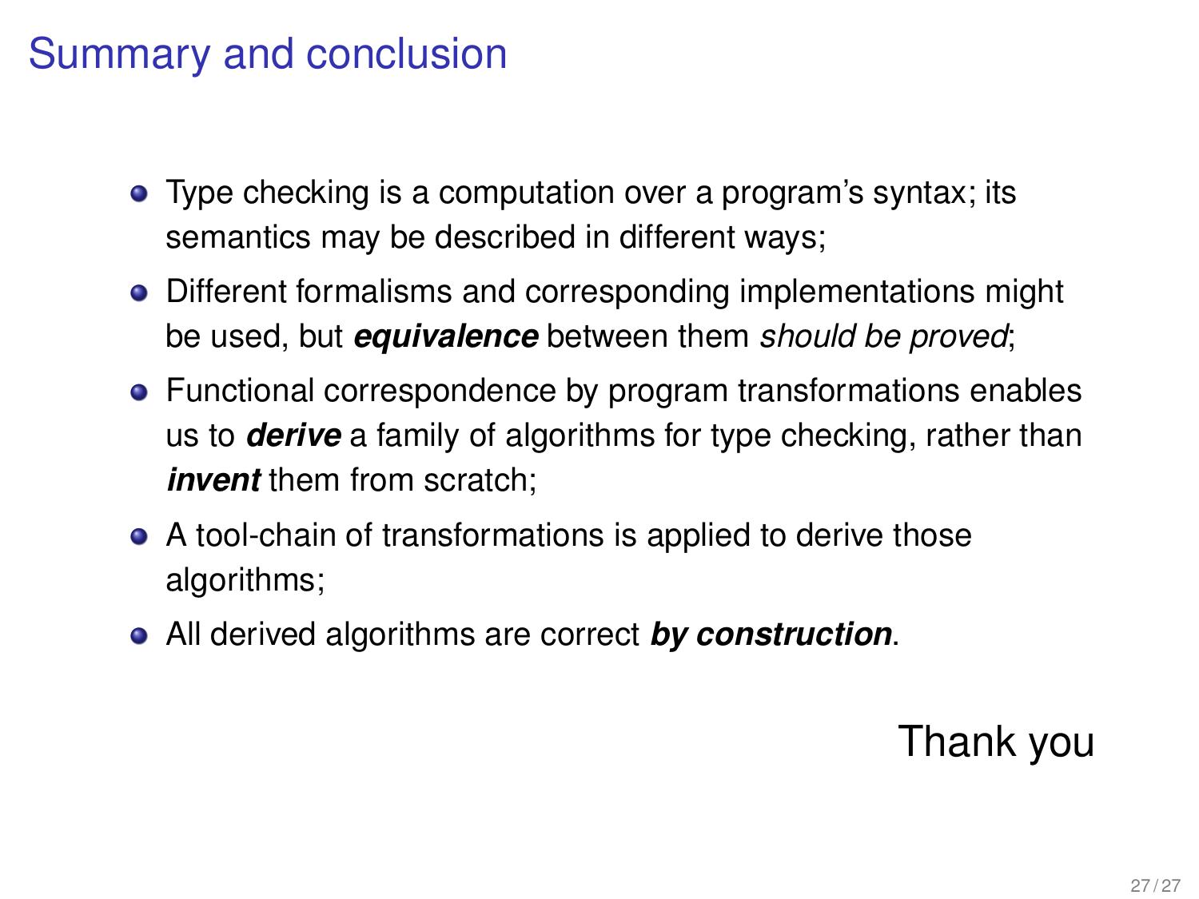# Summary and conclusion

- Type checking is a computation over a program's syntax; its semantics may be described in different ways;
- Different formalisms and corresponding implementations might be used, but ***equivalence*** between them *should be proved*;
- Functional correspondence by program transformations enables us to ***derive*** a family of algorithms for type checking, rather than ***invent*** them from scratch;
- A tool-chain of transformations is applied to derive those algorithms;
- All derived algorithms are correct ***by construction***.

Thank you